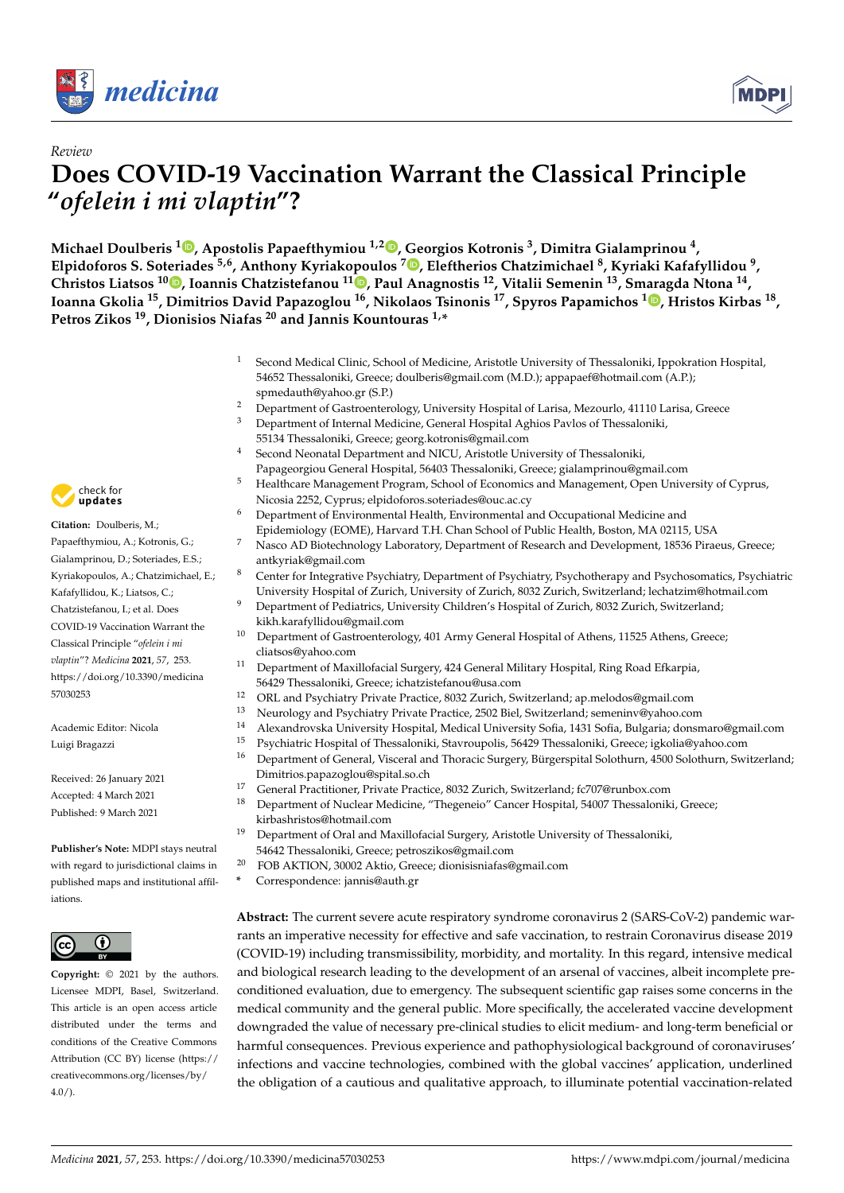*Review*

# Does COVID-19 Vaccination Warrant the Classical Principle "*ofelein i mi vlaptin*"?

**Michael Doulberis [1], Apostolis Papaefthymiou [1,2], Georgios Kotronis [3], Dimitra Gialamprinou [4], Elpidoforos S. Soteriades [5,6], Anthony Kyriakopoulos [7], Eleftherios Chatzimichael [8], Kyriaki Kafafyllidou [9], Christos Liatsos [10], Ioannis Chatzistefanou [11], Paul Anagnostis [12], Vitalii Semenin [13], Smaragda Ntona [14], Ioanna Gkolia [15], Dimitrios David Papazoglou [16], Nikolaos Tsinonis [17], Spyros Papamichos [1], Hristos Kirbas [18], Petros Zikos [19], Dionisios Niafas [20] and Jannis Kountouras [1,*]**

[1] Second Medical Clinic, School of Medicine, Aristotle University of Thessaloniki, Ippokration Hospital, 54652 Thessaloniki, Greece; doulberis@gmail.com (M.D.); appapaef@hotmail.com (A.P.); spmedauth@yahoo.gr (S.P.)
[2] Department of Gastroenterology, University Hospital of Larisa, Mezourlo, 41110 Larisa, Greece
[3] Department of Internal Medicine, General Hospital Aghios Pavlos of Thessaloniki, 55134 Thessaloniki, Greece; georg.kotronis@gmail.com
[4] Second Neonatal Department and NICU, Aristotle University of Thessaloniki, Papageorgiou General Hospital, 56403 Thessaloniki, Greece; gialamprinou@gmail.com
[5] Healthcare Management Program, School of Economics and Management, Open University of Cyprus, Nicosia 2252, Cyprus; elpidoforos.soteriades@ouc.ac.cy
[6] Department of Environmental Health, Environmental and Occupational Medicine and Epidemiology (EOME), Harvard T.H. Chan School of Public Health, Boston, MA 02115, USA
[7] Nasco AD Biotechnology Laboratory, Department of Research and Development, 18536 Piraeus, Greece; antkyriak@gmail.com
[8] Center for Integrative Psychiatry, Department of Psychiatry, Psychotherapy and Psychosomatics, Psychiatric University Hospital of Zurich, University of Zurich, 8032 Zurich, Switzerland; lechatzim@hotmail.com
[9] Department of Pediatrics, University Children's Hospital of Zurich, 8032 Zurich, Switzerland; kikh.karafyllidou@gmail.com
[10] Department of Gastroenterology, 401 Army General Hospital of Athens, 11525 Athens, Greece; cliatsos@yahoo.com
[11] Department of Maxillofacial Surgery, 424 General Military Hospital, Ring Road Efkarpia, 56429 Thessaloniki, Greece; ichatzistefanou@usa.com
[12] ORL and Psychiatry Private Practice, 8032 Zurich, Switzerland; ap.melodos@gmail.com
[13] Neurology and Psychiatry Private Practice, 2502 Biel, Switzerland; semeninv@yahoo.com
[14] Alexandrovska University Hospital, Medical University Sofia, 1431 Sofia, Bulgaria; donsmaro@gmail.com
[15] Psychiatric Hospital of Thessaloniki, Stavroupolis, 56429 Thessaloniki, Greece; igkolia@yahoo.com
[16] Department of General, Visceral and Thoracic Surgery, Bürgerspital Solothurn, 4500 Solothurn, Switzerland; Dimitrios.papazoglou@spital.so.ch
[17] General Practitioner, Private Practice, 8032 Zurich, Switzerland; fc707@runbox.com
[18] Department of Nuclear Medicine, "Thegeneio" Cancer Hospital, 54007 Thessaloniki, Greece; kirbashristos@hotmail.com
[19] Department of Oral and Maxillofacial Surgery, Aristotle University of Thessaloniki, 54642 Thessaloniki, Greece; petroszikos@gmail.com
[20] FOB AKTION, 30002 Aktio, Greece; dionisisniafas@gmail.com
* Correspondence: jannis@auth.gr

**Citation:** Doulberis, M.; Papaefthymiou, A.; Kotronis, G.; Gialamprinou, D.; Soteriades, E.S.; Kyriakopoulos, A.; Chatzimichael, E.; Kafafyllidou, K.; Liatsos, C.; Chatzistefanou, I.; et al. Does COVID-19 Vaccination Warrant the Classical Principle "*ofelein i mi vlaptin*"? *Medicina* **2021**, *57*, 253. https://doi.org/10.3390/medicina57030253

Academic Editor: Nicola Luigi Bragazzi

Received: 26 January 2021
Accepted: 4 March 2021
Published: 9 March 2021

**Publisher's Note:** MDPI stays neutral with regard to jurisdictional claims in published maps and institutional affiliations.

**Copyright:** © 2021 by the authors. Licensee MDPI, Basel, Switzerland. This article is an open access article distributed under the terms and conditions of the Creative Commons Attribution (CC BY) license (https://creativecommons.org/licenses/by/4.0/).

**Abstract:** The current severe acute respiratory syndrome coronavirus 2 (SARS-CoV-2) pandemic warrants an imperative necessity for effective and safe vaccination, to restrain Coronavirus disease 2019 (COVID-19) including transmissibility, morbidity, and mortality. In this regard, intensive medical and biological research leading to the development of an arsenal of vaccines, albeit incomplete preconditioned evaluation, due to emergency. The subsequent scientific gap raises some concerns in the medical community and the general public. More specifically, the accelerated vaccine development downgraded the value of necessary pre-clinical studies to elicit medium- and long-term beneficial or harmful consequences. Previous experience and pathophysiological background of coronaviruses' infections and vaccine technologies, combined with the global vaccines' application, underlined the obligation of a cautious and qualitative approach, to illuminate potential vaccination-related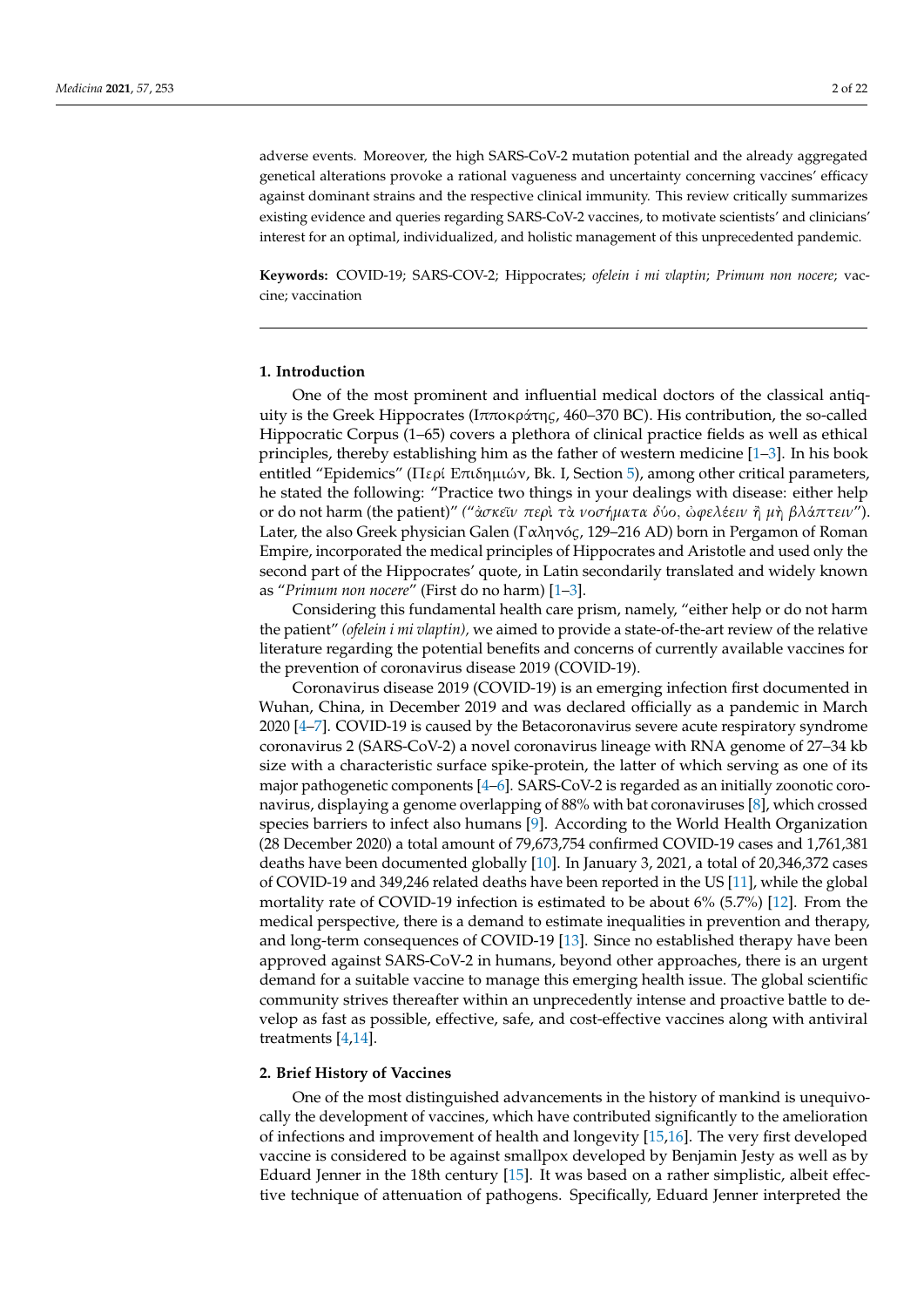adverse events. Moreover, the high SARS-CoV-2 mutation potential and the already aggregated genetical alterations provoke a rational vagueness and uncertainty concerning vaccines' efficacy against dominant strains and the respective clinical immunity. This review critically summarizes existing evidence and queries regarding SARS-CoV-2 vaccines, to motivate scientists' and clinicians' interest for an optimal, individualized, and holistic management of this unprecedented pandemic.

**Keywords:** COVID-19; SARS-COV-2; Hippocrates; *ofelein i mi vlaptin*; *Primum non nocere*; vaccine; vaccination

## 1. Introduction

One of the most prominent and influential medical doctors of the classical antiquity is the Greek Hippocrates (Ιπποκράτης, 460–370 BC). His contribution, the so-called Hippocratic Corpus (1–65) covers a plethora of clinical practice fields as well as ethical principles, thereby establishing him as the father of western medicine [1–3]. In his book entitled "Epidemics" (Περί Επιδημιών, Bk. I, Section 5), among other critical parameters, he stated the following: "Practice two things in your dealings with disease: either help or do not harm (the patient)" (*"ἀσκεῖν περὶ τὰ νοσήματα δύο, ὠφελέειν ἢ μὴ βλάπτειν"*). Later, the also Greek physician Galen (Γαληνός, 129–216 AD) born in Pergamon of Roman Empire, incorporated the medical principles of Hippocrates and Aristotle and used only the second part of the Hippocrates' quote, in Latin secondarily translated and widely known as "*Primum non nocere*" (First do no harm) [1–3].

Considering this fundamental health care prism, namely, "either help or do not harm the patient" *(ofelein i mi vlaptin)*, we aimed to provide a state-of-the-art review of the relative literature regarding the potential benefits and concerns of currently available vaccines for the prevention of coronavirus disease 2019 (COVID-19).

Coronavirus disease 2019 (COVID-19) is an emerging infection first documented in Wuhan, China, in December 2019 and was declared officially as a pandemic in March 2020 [4–7]. COVID-19 is caused by the Betacoronavirus severe acute respiratory syndrome coronavirus 2 (SARS-CoV-2) a novel coronavirus lineage with RNA genome of 27–34 kb size with a characteristic surface spike-protein, the latter of which serving as one of its major pathogenetic components [4–6]. SARS-CoV-2 is regarded as an initially zoonotic coronavirus, displaying a genome overlapping of 88% with bat coronaviruses [8], which crossed species barriers to infect also humans [9]. According to the World Health Organization (28 December 2020) a total amount of 79,673,754 confirmed COVID-19 cases and 1,761,381 deaths have been documented globally [10]. In January 3, 2021, a total of 20,346,372 cases of COVID-19 and 349,246 related deaths have been reported in the US [11], while the global mortality rate of COVID-19 infection is estimated to be about 6% (5.7%) [12]. From the medical perspective, there is a demand to estimate inequalities in prevention and therapy, and long-term consequences of COVID-19 [13]. Since no established therapy have been approved against SARS-CoV-2 in humans, beyond other approaches, there is an urgent demand for a suitable vaccine to manage this emerging health issue. The global scientific community strives thereafter within an unprecedently intense and proactive battle to develop as fast as possible, effective, safe, and cost-effective vaccines along with antiviral treatments [4,14].

## 2. Brief History of Vaccines

One of the most distinguished advancements in the history of mankind is unequivocally the development of vaccines, which have contributed significantly to the amelioration of infections and improvement of health and longevity [15,16]. The very first developed vaccine is considered to be against smallpox developed by Benjamin Jesty as well as by Eduard Jenner in the 18th century [15]. It was based on a rather simplistic, albeit effective technique of attenuation of pathogens. Specifically, Eduard Jenner interpreted the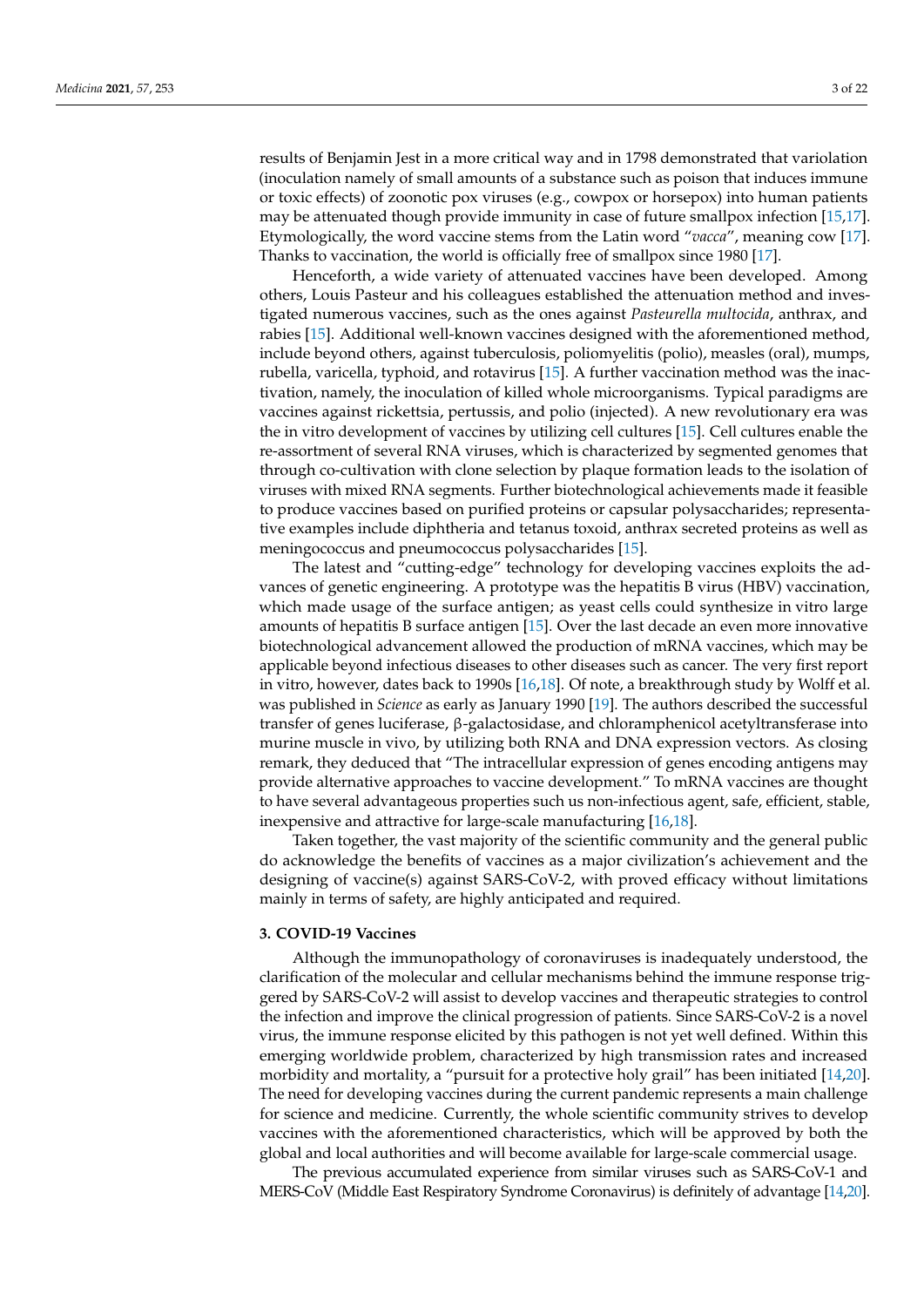results of Benjamin Jest in a more critical way and in 1798 demonstrated that variolation (inoculation namely of small amounts of a substance such as poison that induces immune or toxic effects) of zoonotic pox viruses (e.g., cowpox or horsepox) into human patients may be attenuated though provide immunity in case of future smallpox infection [15,17]. Etymologically, the word vaccine stems from the Latin word "*vacca*", meaning cow [17]. Thanks to vaccination, the world is officially free of smallpox since 1980 [17].

Henceforth, a wide variety of attenuated vaccines have been developed. Among others, Louis Pasteur and his colleagues established the attenuation method and investigated numerous vaccines, such as the ones against *Pasteurella multocida*, anthrax, and rabies [15]. Additional well-known vaccines designed with the aforementioned method, include beyond others, against tuberculosis, poliomyelitis (polio), measles (oral), mumps, rubella, varicella, typhoid, and rotavirus [15]. A further vaccination method was the inactivation, namely, the inoculation of killed whole microorganisms. Typical paradigms are vaccines against rickettsia, pertussis, and polio (injected). A new revolutionary era was the in vitro development of vaccines by utilizing cell cultures [15]. Cell cultures enable the re-assortment of several RNA viruses, which is characterized by segmented genomes that through co-cultivation with clone selection by plaque formation leads to the isolation of viruses with mixed RNA segments. Further biotechnological achievements made it feasible to produce vaccines based on purified proteins or capsular polysaccharides; representative examples include diphtheria and tetanus toxoid, anthrax secreted proteins as well as meningococcus and pneumococcus polysaccharides [15].

The latest and "cutting-edge" technology for developing vaccines exploits the advances of genetic engineering. A prototype was the hepatitis B virus (HBV) vaccination, which made usage of the surface antigen; as yeast cells could synthesize in vitro large amounts of hepatitis B surface antigen [15]. Over the last decade an even more innovative biotechnological advancement allowed the production of mRNA vaccines, which may be applicable beyond infectious diseases to other diseases such as cancer. The very first report in vitro, however, dates back to 1990s [16,18]. Of note, a breakthrough study by Wolff et al. was published in *Science* as early as January 1990 [19]. The authors described the successful transfer of genes luciferase, β-galactosidase, and chloramphenicol acetyltransferase into murine muscle in vivo, by utilizing both RNA and DNA expression vectors. As closing remark, they deduced that "The intracellular expression of genes encoding antigens may provide alternative approaches to vaccine development." To mRNA vaccines are thought to have several advantageous properties such us non-infectious agent, safe, efficient, stable, inexpensive and attractive for large-scale manufacturing [16,18].

Taken together, the vast majority of the scientific community and the general public do acknowledge the benefits of vaccines as a major civilization's achievement and the designing of vaccine(s) against SARS-CoV-2, with proved efficacy without limitations mainly in terms of safety, are highly anticipated and required.

## 3. COVID-19 Vaccines

Although the immunopathology of coronaviruses is inadequately understood, the clarification of the molecular and cellular mechanisms behind the immune response triggered by SARS-CoV-2 will assist to develop vaccines and therapeutic strategies to control the infection and improve the clinical progression of patients. Since SARS-CoV-2 is a novel virus, the immune response elicited by this pathogen is not yet well defined. Within this emerging worldwide problem, characterized by high transmission rates and increased morbidity and mortality, a "pursuit for a protective holy grail" has been initiated [14,20]. The need for developing vaccines during the current pandemic represents a main challenge for science and medicine. Currently, the whole scientific community strives to develop vaccines with the aforementioned characteristics, which will be approved by both the global and local authorities and will become available for large-scale commercial usage.

The previous accumulated experience from similar viruses such as SARS-CoV-1 and MERS-CoV (Middle East Respiratory Syndrome Coronavirus) is definitely of advantage [14,20].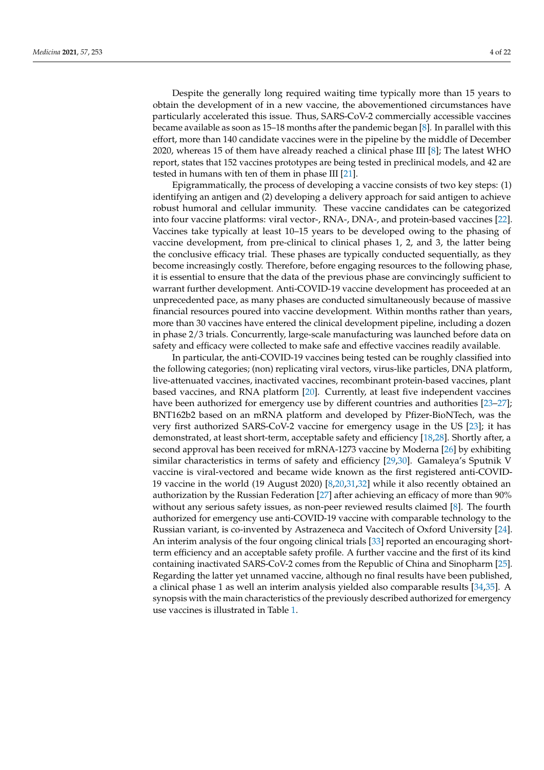Despite the generally long required waiting time typically more than 15 years to obtain the development of in a new vaccine, the abovementioned circumstances have particularly accelerated this issue. Thus, SARS-CoV-2 commercially accessible vaccines became available as soon as 15–18 months after the pandemic began [8]. In parallel with this effort, more than 140 candidate vaccines were in the pipeline by the middle of December 2020, whereas 15 of them have already reached a clinical phase III [8]; The latest WHO report, states that 152 vaccines prototypes are being tested in preclinical models, and 42 are tested in humans with ten of them in phase III [21].

Epigrammatically, the process of developing a vaccine consists of two key steps: (1) identifying an antigen and (2) developing a delivery approach for said antigen to achieve robust humoral and cellular immunity. These vaccine candidates can be categorized into four vaccine platforms: viral vector-, RNA-, DNA-, and protein-based vaccines [22]. Vaccines take typically at least 10–15 years to be developed owing to the phasing of vaccine development, from pre-clinical to clinical phases 1, 2, and 3, the latter being the conclusive efficacy trial. These phases are typically conducted sequentially, as they become increasingly costly. Therefore, before engaging resources to the following phase, it is essential to ensure that the data of the previous phase are convincingly sufficient to warrant further development. Anti-COVID-19 vaccine development has proceeded at an unprecedented pace, as many phases are conducted simultaneously because of massive financial resources poured into vaccine development. Within months rather than years, more than 30 vaccines have entered the clinical development pipeline, including a dozen in phase 2/3 trials. Concurrently, large-scale manufacturing was launched before data on safety and efficacy were collected to make safe and effective vaccines readily available.

In particular, the anti-COVID-19 vaccines being tested can be roughly classified into the following categories; (non) replicating viral vectors, virus-like particles, DNA platform, live-attenuated vaccines, inactivated vaccines, recombinant protein-based vaccines, plant based vaccines, and RNA platform [20]. Currently, at least five independent vaccines have been authorized for emergency use by different countries and authorities [23–27]; BNT162b2 based on an mRNA platform and developed by Pfizer-BioNTech, was the very first authorized SARS-CoV-2 vaccine for emergency usage in the US [23]; it has demonstrated, at least short-term, acceptable safety and efficiency [18,28]. Shortly after, a second approval has been received for mRNA-1273 vaccine by Moderna [26] by exhibiting similar characteristics in terms of safety and efficiency [29,30]. Gamaleya's Sputnik V vaccine is viral-vectored and became wide known as the first registered anti-COVID-19 vaccine in the world (19 August 2020) [8,20,31,32] while it also recently obtained an authorization by the Russian Federation [27] after achieving an efficacy of more than 90% without any serious safety issues, as non-peer reviewed results claimed [8]. The fourth authorized for emergency use anti-COVID-19 vaccine with comparable technology to the Russian variant, is co-invented by Astrazeneca and Vaccitech of Oxford University [24]. An interim analysis of the four ongoing clinical trials [33] reported an encouraging short-term efficiency and an acceptable safety profile. A further vaccine and the first of its kind containing inactivated SARS-CoV-2 comes from the Republic of China and Sinopharm [25]. Regarding the latter yet unnamed vaccine, although no final results have been published, a clinical phase 1 as well an interim analysis yielded also comparable results [34,35]. A synopsis with the main characteristics of the previously described authorized for emergency use vaccines is illustrated in Table 1.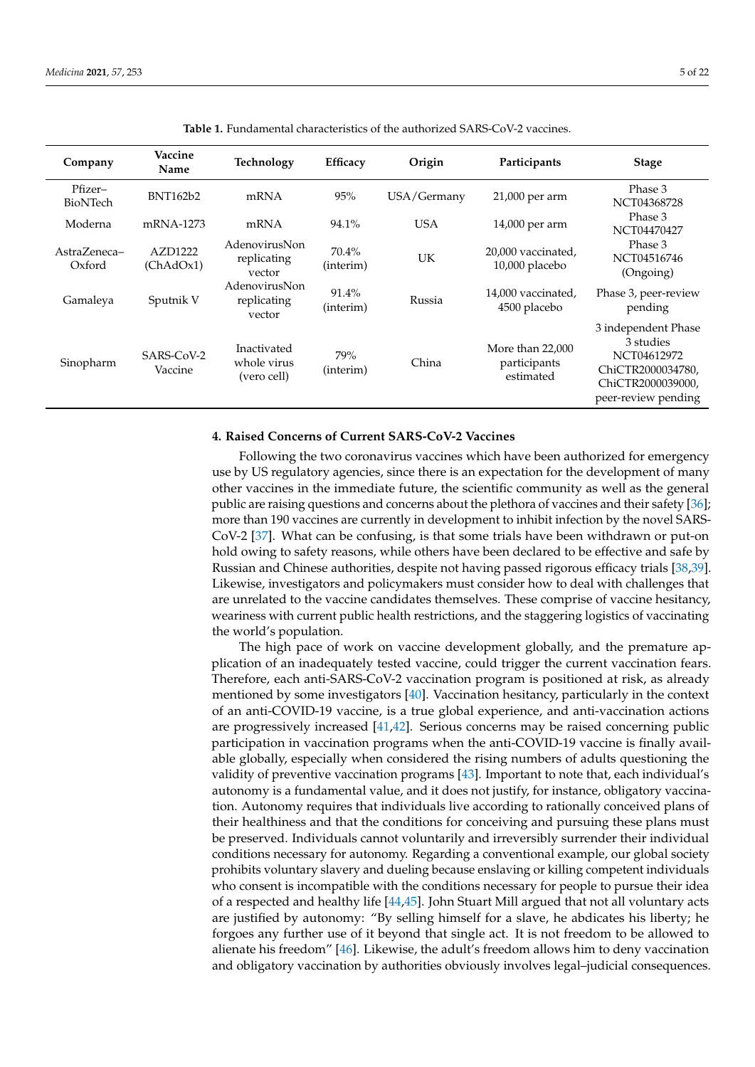**Table 1.** Fundamental characteristics of the authorized SARS-CoV-2 vaccines.

| Company | Vaccine Name | Technology | Efficacy | Origin | Participants | Stage |
|---|---|---|---|---|---|---|
| Pfizer–BioNTech | BNT162b2 | mRNA | 95% | USA/Germany | 21,000 per arm | Phase 3 NCT04368728 |
| Moderna | mRNA-1273 | mRNA | 94.1% | USA | 14,000 per arm | Phase 3 NCT04470427 |
| AstraZeneca–Oxford | AZD1222 (ChAdOx1) | AdenovirusNon replicating vector | 70.4% (interim) | UK | 20,000 vaccinated, 10,000 placebo | Phase 3 NCT04516746 (Ongoing) |
| Gamaleya | Sputnik V | AdenovirusNon replicating vector | 91.4% (interim) | Russia | 14,000 vaccinated, 4500 placebo | Phase 3, peer-review pending |
| Sinopharm | SARS-CoV-2 Vaccine | Inactivated whole virus (vero cell) | 79% (interim) | China | More than 22,000 participants estimated | 3 independent Phase 3 studies NCT04612972 ChiCTR2000034780, ChiCTR2000039000, peer-review pending |

## 4. Raised Concerns of Current SARS-CoV-2 Vaccines

Following the two coronavirus vaccines which have been authorized for emergency use by US regulatory agencies, since there is an expectation for the development of many other vaccines in the immediate future, the scientific community as well as the general public are raising questions and concerns about the plethora of vaccines and their safety [36]; more than 190 vaccines are currently in development to inhibit infection by the novel SARS-CoV-2 [37]. What can be confusing, is that some trials have been withdrawn or put-on hold owing to safety reasons, while others have been declared to be effective and safe by Russian and Chinese authorities, despite not having passed rigorous efficacy trials [38,39]. Likewise, investigators and policymakers must consider how to deal with challenges that are unrelated to the vaccine candidates themselves. These comprise of vaccine hesitancy, weariness with current public health restrictions, and the staggering logistics of vaccinating the world's population.

The high pace of work on vaccine development globally, and the premature application of an inadequately tested vaccine, could trigger the current vaccination fears. Therefore, each anti-SARS-CoV-2 vaccination program is positioned at risk, as already mentioned by some investigators [40]. Vaccination hesitancy, particularly in the context of an anti-COVID-19 vaccine, is a true global experience, and anti-vaccination actions are progressively increased [41,42]. Serious concerns may be raised concerning public participation in vaccination programs when the anti-COVID-19 vaccine is finally available globally, especially when considered the rising numbers of adults questioning the validity of preventive vaccination programs [43]. Important to note that, each individual's autonomy is a fundamental value, and it does not justify, for instance, obligatory vaccination. Autonomy requires that individuals live according to rationally conceived plans of their healthiness and that the conditions for conceiving and pursuing these plans must be preserved. Individuals cannot voluntarily and irreversibly surrender their individual conditions necessary for autonomy. Regarding a conventional example, our global society prohibits voluntary slavery and dueling because enslaving or killing competent individuals who consent is incompatible with the conditions necessary for people to pursue their idea of a respected and healthy life [44,45]. John Stuart Mill argued that not all voluntary acts are justified by autonomy: "By selling himself for a slave, he abdicates his liberty; he forgoes any further use of it beyond that single act. It is not freedom to be allowed to alienate his freedom" [46]. Likewise, the adult's freedom allows him to deny vaccination and obligatory vaccination by authorities obviously involves legal–judicial consequences.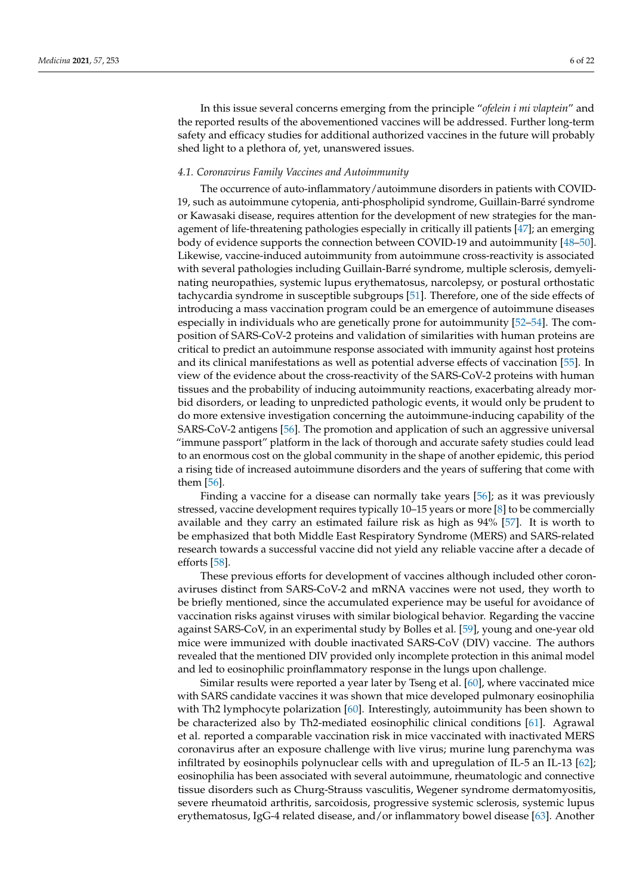In this issue several concerns emerging from the principle "*ofelein i mi vlaptein*" and the reported results of the abovementioned vaccines will be addressed. Further long-term safety and efficacy studies for additional authorized vaccines in the future will probably shed light to a plethora of, yet, unanswered issues.

### *4.1. Coronavirus Family Vaccines and Autoimmunity*

The occurrence of auto-inflammatory/autoimmune disorders in patients with COVID-19, such as autoimmune cytopenia, anti-phospholipid syndrome, Guillain-Barré syndrome or Kawasaki disease, requires attention for the development of new strategies for the management of life-threatening pathologies especially in critically ill patients [47]; an emerging body of evidence supports the connection between COVID-19 and autoimmunity [48–50]. Likewise, vaccine-induced autoimmunity from autoimmune cross-reactivity is associated with several pathologies including Guillain-Barré syndrome, multiple sclerosis, demyelinating neuropathies, systemic lupus erythematosus, narcolepsy, or postural orthostatic tachycardia syndrome in susceptible subgroups [51]. Therefore, one of the side effects of introducing a mass vaccination program could be an emergence of autoimmune diseases especially in individuals who are genetically prone for autoimmunity [52–54]. The composition of SARS-CoV-2 proteins and validation of similarities with human proteins are critical to predict an autoimmune response associated with immunity against host proteins and its clinical manifestations as well as potential adverse effects of vaccination [55]. In view of the evidence about the cross-reactivity of the SARS-CoV-2 proteins with human tissues and the probability of inducing autoimmunity reactions, exacerbating already morbid disorders, or leading to unpredicted pathologic events, it would only be prudent to do more extensive investigation concerning the autoimmune-inducing capability of the SARS-CoV-2 antigens [56]. The promotion and application of such an aggressive universal "immune passport" platform in the lack of thorough and accurate safety studies could lead to an enormous cost on the global community in the shape of another epidemic, this period a rising tide of increased autoimmune disorders and the years of suffering that come with them [56].

Finding a vaccine for a disease can normally take years [56]; as it was previously stressed, vaccine development requires typically 10–15 years or more [8] to be commercially available and they carry an estimated failure risk as high as 94% [57]. It is worth to be emphasized that both Middle East Respiratory Syndrome (MERS) and SARS-related research towards a successful vaccine did not yield any reliable vaccine after a decade of efforts [58].

These previous efforts for development of vaccines although included other coronaviruses distinct from SARS-CoV-2 and mRNA vaccines were not used, they worth to be briefly mentioned, since the accumulated experience may be useful for avoidance of vaccination risks against viruses with similar biological behavior. Regarding the vaccine against SARS-CoV, in an experimental study by Bolles et al. [59], young and one-year old mice were immunized with double inactivated SARS-CoV (DIV) vaccine. The authors revealed that the mentioned DIV provided only incomplete protection in this animal model and led to eosinophilic proinflammatory response in the lungs upon challenge.

Similar results were reported a year later by Tseng et al. [60], where vaccinated mice with SARS candidate vaccines it was shown that mice developed pulmonary eosinophilia with Th2 lymphocyte polarization [60]. Interestingly, autoimmunity has been shown to be characterized also by Th2-mediated eosinophilic clinical conditions [61]. Agrawal et al. reported a comparable vaccination risk in mice vaccinated with inactivated MERS coronavirus after an exposure challenge with live virus; murine lung parenchyma was infiltrated by eosinophils polynuclear cells with and upregulation of IL-5 an IL-13 [62]; eosinophilia has been associated with several autoimmune, rheumatologic and connective tissue disorders such as Churg-Strauss vasculitis, Wegener syndrome dermatomyositis, severe rheumatoid arthritis, sarcoidosis, progressive systemic sclerosis, systemic lupus erythematosus, IgG-4 related disease, and/or inflammatory bowel disease [63]. Another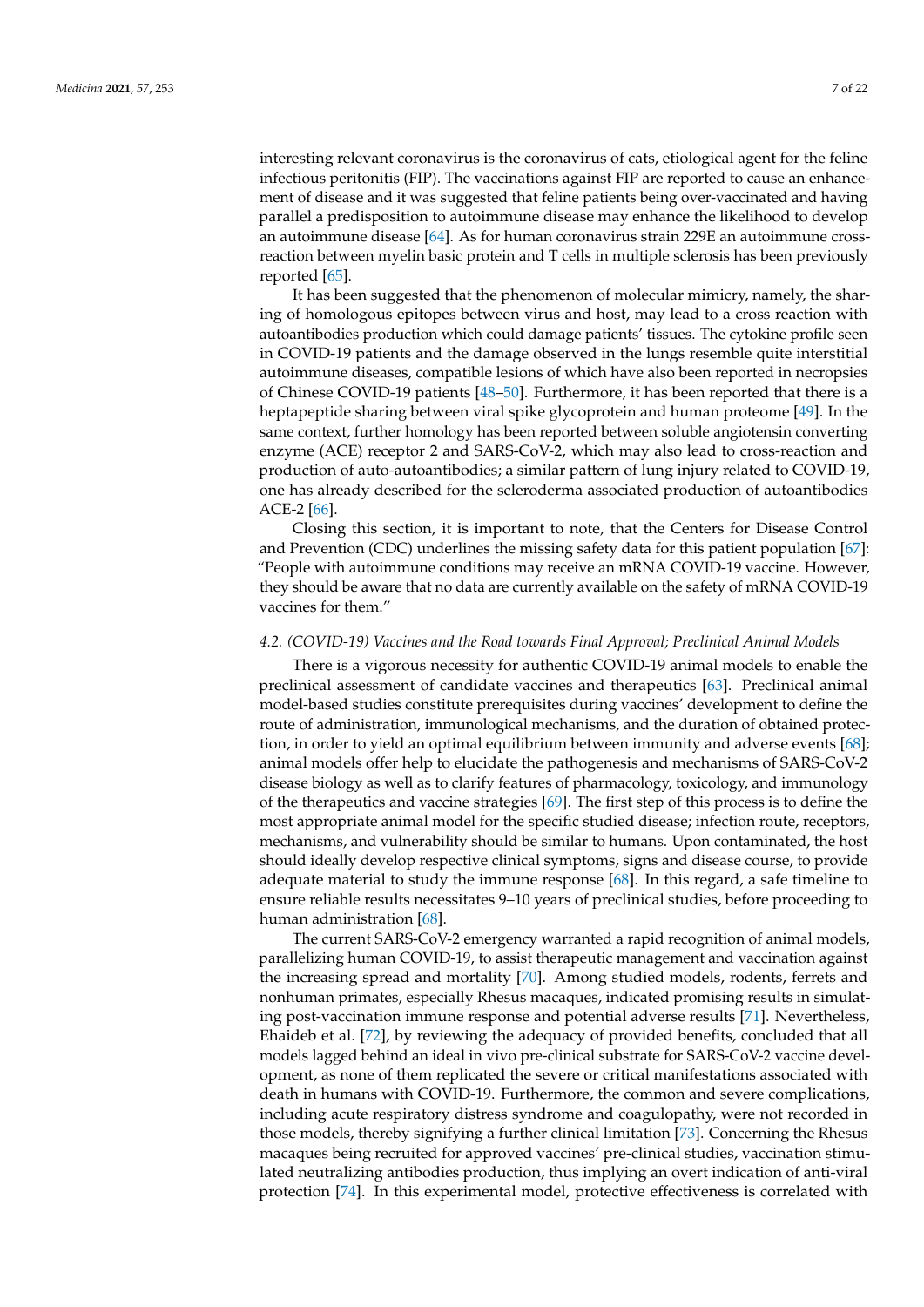interesting relevant coronavirus is the coronavirus of cats, etiological agent for the feline infectious peritonitis (FIP). The vaccinations against FIP are reported to cause an enhancement of disease and it was suggested that feline patients being over-vaccinated and having parallel a predisposition to autoimmune disease may enhance the likelihood to develop an autoimmune disease [64]. As for human coronavirus strain 229E an autoimmune cross-reaction between myelin basic protein and T cells in multiple sclerosis has been previously reported [65].

It has been suggested that the phenomenon of molecular mimicry, namely, the sharing of homologous epitopes between virus and host, may lead to a cross reaction with autoantibodies production which could damage patients' tissues. The cytokine profile seen in COVID-19 patients and the damage observed in the lungs resemble quite interstitial autoimmune diseases, compatible lesions of which have also been reported in necropsies of Chinese COVID-19 patients [48–50]. Furthermore, it has been reported that there is a heptapeptide sharing between viral spike glycoprotein and human proteome [49]. In the same context, further homology has been reported between soluble angiotensin converting enzyme (ACE) receptor 2 and SARS-CoV-2, which may also lead to cross-reaction and production of auto-autoantibodies; a similar pattern of lung injury related to COVID-19, one has already described for the scleroderma associated production of autoantibodies ACE-2 [66].

Closing this section, it is important to note, that the Centers for Disease Control and Prevention (CDC) underlines the missing safety data for this patient population [67]: "People with autoimmune conditions may receive an mRNA COVID-19 vaccine. However, they should be aware that no data are currently available on the safety of mRNA COVID-19 vaccines for them."

### *4.2. (COVID-19) Vaccines and the Road towards Final Approval; Preclinical Animal Models*

There is a vigorous necessity for authentic COVID-19 animal models to enable the preclinical assessment of candidate vaccines and therapeutics [63]. Preclinical animal model-based studies constitute prerequisites during vaccines' development to define the route of administration, immunological mechanisms, and the duration of obtained protection, in order to yield an optimal equilibrium between immunity and adverse events [68]; animal models offer help to elucidate the pathogenesis and mechanisms of SARS-CoV-2 disease biology as well as to clarify features of pharmacology, toxicology, and immunology of the therapeutics and vaccine strategies [69]. The first step of this process is to define the most appropriate animal model for the specific studied disease; infection route, receptors, mechanisms, and vulnerability should be similar to humans. Upon contaminated, the host should ideally develop respective clinical symptoms, signs and disease course, to provide adequate material to study the immune response [68]. In this regard, a safe timeline to ensure reliable results necessitates 9–10 years of preclinical studies, before proceeding to human administration [68].

The current SARS-CoV-2 emergency warranted a rapid recognition of animal models, parallelizing human COVID-19, to assist therapeutic management and vaccination against the increasing spread and mortality [70]. Among studied models, rodents, ferrets and nonhuman primates, especially Rhesus macaques, indicated promising results in simulating post-vaccination immune response and potential adverse results [71]. Nevertheless, Ehaideb et al. [72], by reviewing the adequacy of provided benefits, concluded that all models lagged behind an ideal in vivo pre-clinical substrate for SARS-CoV-2 vaccine development, as none of them replicated the severe or critical manifestations associated with death in humans with COVID-19. Furthermore, the common and severe complications, including acute respiratory distress syndrome and coagulopathy, were not recorded in those models, thereby signifying a further clinical limitation [73]. Concerning the Rhesus macaques being recruited for approved vaccines' pre-clinical studies, vaccination stimulated neutralizing antibodies production, thus implying an overt indication of anti-viral protection [74]. In this experimental model, protective effectiveness is correlated with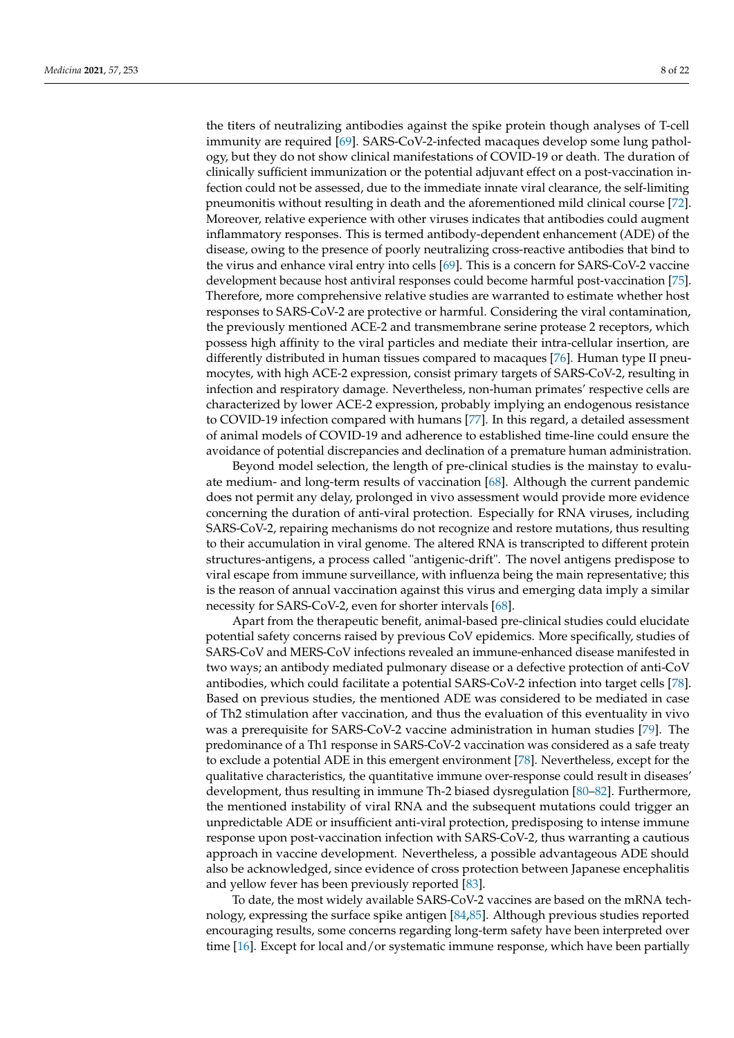the titers of neutralizing antibodies against the spike protein though analyses of T-cell immunity are required [69]. SARS-CoV-2-infected macaques develop some lung pathology, but they do not show clinical manifestations of COVID-19 or death. The duration of clinically sufficient immunization or the potential adjuvant effect on a post-vaccination infection could not be assessed, due to the immediate innate viral clearance, the self-limiting pneumonitis without resulting in death and the aforementioned mild clinical course [72]. Moreover, relative experience with other viruses indicates that antibodies could augment inflammatory responses. This is termed antibody-dependent enhancement (ADE) of the disease, owing to the presence of poorly neutralizing cross-reactive antibodies that bind to the virus and enhance viral entry into cells [69]. This is a concern for SARS-CoV-2 vaccine development because host antiviral responses could become harmful post-vaccination [75]. Therefore, more comprehensive relative studies are warranted to estimate whether host responses to SARS-CoV-2 are protective or harmful. Considering the viral contamination, the previously mentioned ACE-2 and transmembrane serine protease 2 receptors, which possess high affinity to the viral particles and mediate their intra-cellular insertion, are differently distributed in human tissues compared to macaques [76]. Human type II pneumocytes, with high ACE-2 expression, consist primary targets of SARS-CoV-2, resulting in infection and respiratory damage. Nevertheless, non-human primates' respective cells are characterized by lower ACE-2 expression, probably implying an endogenous resistance to COVID-19 infection compared with humans [77]. In this regard, a detailed assessment of animal models of COVID-19 and adherence to established time-line could ensure the avoidance of potential discrepancies and declination of a premature human administration.

Beyond model selection, the length of pre-clinical studies is the mainstay to evaluate medium- and long-term results of vaccination [68]. Although the current pandemic does not permit any delay, prolonged in vivo assessment would provide more evidence concerning the duration of anti-viral protection. Especially for RNA viruses, including SARS-CoV-2, repairing mechanisms do not recognize and restore mutations, thus resulting to their accumulation in viral genome. The altered RNA is transcripted to different protein structures-antigens, a process called "antigenic-drift". The novel antigens predispose to viral escape from immune surveillance, with influenza being the main representative; this is the reason of annual vaccination against this virus and emerging data imply a similar necessity for SARS-CoV-2, even for shorter intervals [68].

Apart from the therapeutic benefit, animal-based pre-clinical studies could elucidate potential safety concerns raised by previous CoV epidemics. More specifically, studies of SARS-CoV and MERS-CoV infections revealed an immune-enhanced disease manifested in two ways; an antibody mediated pulmonary disease or a defective protection of anti-CoV antibodies, which could facilitate a potential SARS-CoV-2 infection into target cells [78]. Based on previous studies, the mentioned ADE was considered to be mediated in case of Th2 stimulation after vaccination, and thus the evaluation of this eventuality in vivo was a prerequisite for SARS-CoV-2 vaccine administration in human studies [79]. The predominance of a Th1 response in SARS-CoV-2 vaccination was considered as a safe treaty to exclude a potential ADE in this emergent environment [78]. Nevertheless, except for the qualitative characteristics, the quantitative immune over-response could result in diseases' development, thus resulting in immune Th-2 biased dysregulation [80–82]. Furthermore, the mentioned instability of viral RNA and the subsequent mutations could trigger an unpredictable ADE or insufficient anti-viral protection, predisposing to intense immune response upon post-vaccination infection with SARS-CoV-2, thus warranting a cautious approach in vaccine development. Nevertheless, a possible advantageous ADE should also be acknowledged, since evidence of cross protection between Japanese encephalitis and yellow fever has been previously reported [83].

To date, the most widely available SARS-CoV-2 vaccines are based on the mRNA technology, expressing the surface spike antigen [84,85]. Although previous studies reported encouraging results, some concerns regarding long-term safety have been interpreted over time [16]. Except for local and/or systematic immune response, which have been partially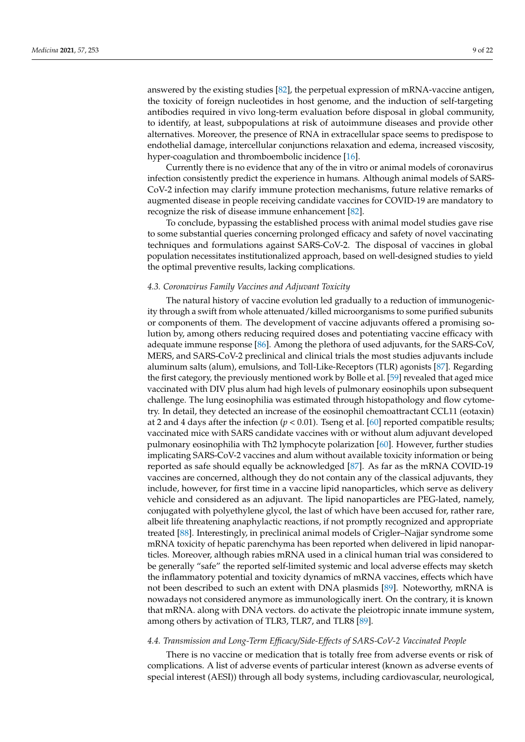answered by the existing studies [82], the perpetual expression of mRNA-vaccine antigen, the toxicity of foreign nucleotides in host genome, and the induction of self-targeting antibodies required in vivo long-term evaluation before disposal in global community, to identify, at least, subpopulations at risk of autoimmune diseases and provide other alternatives. Moreover, the presence of RNA in extracellular space seems to predispose to endothelial damage, intercellular conjunctions relaxation and edema, increased viscosity, hyper-coagulation and thromboembolic incidence [16].

Currently there is no evidence that any of the in vitro or animal models of coronavirus infection consistently predict the experience in humans. Although animal models of SARS-CoV-2 infection may clarify immune protection mechanisms, future relative remarks of augmented disease in people receiving candidate vaccines for COVID-19 are mandatory to recognize the risk of disease immune enhancement [82].

To conclude, bypassing the established process with animal model studies gave rise to some substantial queries concerning prolonged efficacy and safety of novel vaccinating techniques and formulations against SARS-CoV-2. The disposal of vaccines in global population necessitates institutionalized approach, based on well-designed studies to yield the optimal preventive results, lacking complications.

### *4.3. Coronavirus Family Vaccines and Adjuvant Toxicity*

The natural history of vaccine evolution led gradually to a reduction of immunogenicity through a swift from whole attenuated/killed microorganisms to some purified subunits or components of them. The development of vaccine adjuvants offered a promising solution by, among others reducing required doses and potentiating vaccine efficacy with adequate immune response [86]. Among the plethora of used adjuvants, for the SARS-CoV, MERS, and SARS-CoV-2 preclinical and clinical trials the most studies adjuvants include aluminum salts (alum), emulsions, and Toll-Like-Receptors (TLR) agonists [87]. Regarding the first category, the previously mentioned work by Bolle et al. [59] revealed that aged mice vaccinated with DIV plus alum had high levels of pulmonary eosinophils upon subsequent challenge. The lung eosinophilia was estimated through histopathology and flow cytometry. In detail, they detected an increase of the eosinophil chemoattractant CCL11 (eotaxin) at 2 and 4 days after the infection ($p < 0.01$). Tseng et al. [60] reported compatible results; vaccinated mice with SARS candidate vaccines with or without alum adjuvant developed pulmonary eosinophilia with Th2 lymphocyte polarization [60]. However, further studies implicating SARS-CoV-2 vaccines and alum without available toxicity information or being reported as safe should equally be acknowledged [87]. As far as the mRNA COVID-19 vaccines are concerned, although they do not contain any of the classical adjuvants, they include, however, for first time in a vaccine lipid nanoparticles, which serve as delivery vehicle and considered as an adjuvant. The lipid nanoparticles are PEG-lated, namely, conjugated with polyethylene glycol, the last of which have been accused for, rather rare, albeit life threatening anaphylactic reactions, if not promptly recognized and appropriate treated [88]. Interestingly, in preclinical animal models of Crigler–Najjar syndrome some mRNA toxicity of hepatic parenchyma has been reported when delivered in lipid nanoparticles. Moreover, although rabies mRNA used in a clinical human trial was considered to be generally "safe" the reported self-limited systemic and local adverse effects may sketch the inflammatory potential and toxicity dynamics of mRNA vaccines, effects which have not been described to such an extent with DNA plasmids [89]. Noteworthy, mRNA is nowadays not considered anymore as immunologically inert. On the contrary, it is known that mRNA. along with DNA vectors. do activate the pleiotropic innate immune system, among others by activation of TLR3, TLR7, and TLR8 [89].

### *4.4. Transmission and Long-Term Efficacy/Side-Effects of SARS-CoV-2 Vaccinated People*

There is no vaccine or medication that is totally free from adverse events or risk of complications. A list of adverse events of particular interest (known as adverse events of special interest (AESI)) through all body systems, including cardiovascular, neurological,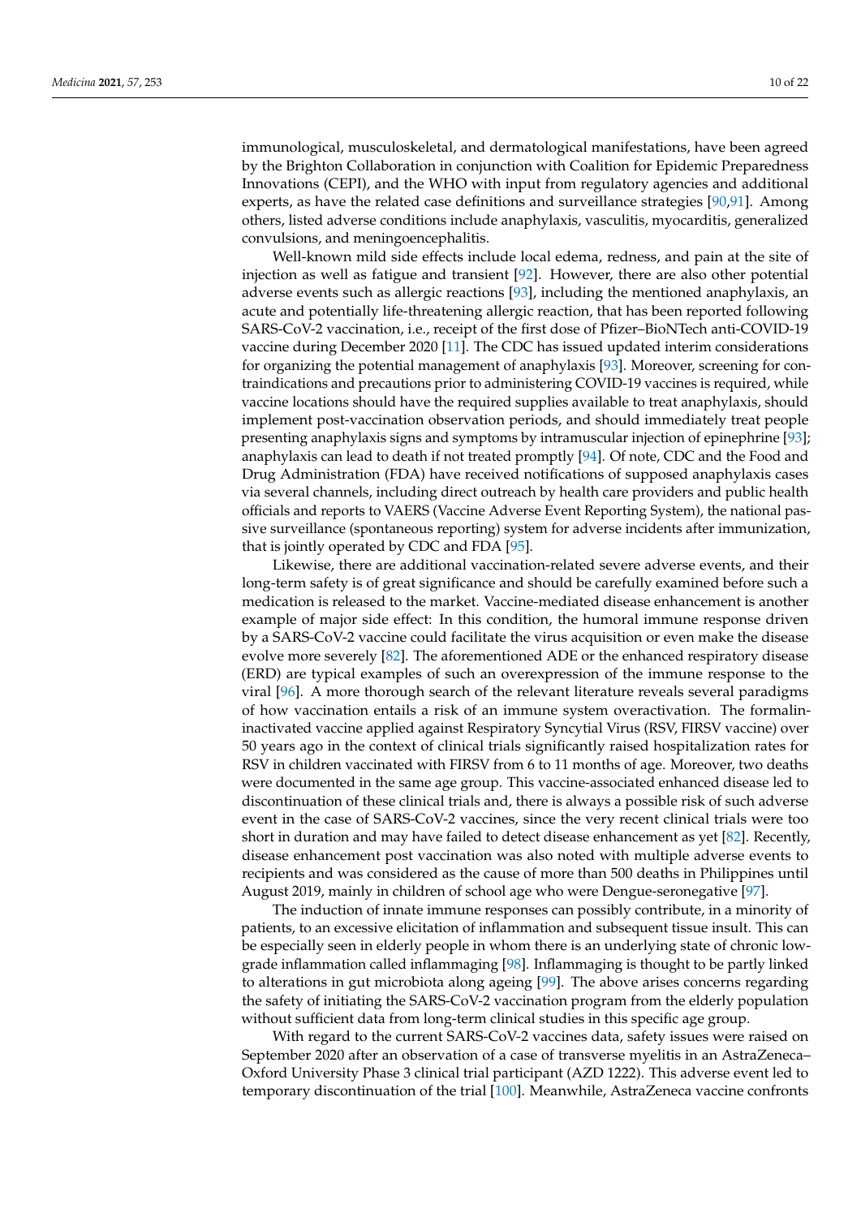immunological, musculoskeletal, and dermatological manifestations, have been agreed by the Brighton Collaboration in conjunction with Coalition for Epidemic Preparedness Innovations (CEPI), and the WHO with input from regulatory agencies and additional experts, as have the related case definitions and surveillance strategies [90,91]. Among others, listed adverse conditions include anaphylaxis, vasculitis, myocarditis, generalized convulsions, and meningoencephalitis.

Well-known mild side effects include local edema, redness, and pain at the site of injection as well as fatigue and transient [92]. However, there are also other potential adverse events such as allergic reactions [93], including the mentioned anaphylaxis, an acute and potentially life-threatening allergic reaction, that has been reported following SARS-CoV-2 vaccination, i.e., receipt of the first dose of Pfizer–BioNTech anti-COVID-19 vaccine during December 2020 [11]. The CDC has issued updated interim considerations for organizing the potential management of anaphylaxis [93]. Moreover, screening for contraindications and precautions prior to administering COVID-19 vaccines is required, while vaccine locations should have the required supplies available to treat anaphylaxis, should implement post-vaccination observation periods, and should immediately treat people presenting anaphylaxis signs and symptoms by intramuscular injection of epinephrine [93]; anaphylaxis can lead to death if not treated promptly [94]. Of note, CDC and the Food and Drug Administration (FDA) have received notifications of supposed anaphylaxis cases via several channels, including direct outreach by health care providers and public health officials and reports to VAERS (Vaccine Adverse Event Reporting System), the national passive surveillance (spontaneous reporting) system for adverse incidents after immunization, that is jointly operated by CDC and FDA [95].

Likewise, there are additional vaccination-related severe adverse events, and their long-term safety is of great significance and should be carefully examined before such a medication is released to the market. Vaccine-mediated disease enhancement is another example of major side effect: In this condition, the humoral immune response driven by a SARS-CoV-2 vaccine could facilitate the virus acquisition or even make the disease evolve more severely [82]. The aforementioned ADE or the enhanced respiratory disease (ERD) are typical examples of such an overexpression of the immune response to the viral [96]. A more thorough search of the relevant literature reveals several paradigms of how vaccination entails a risk of an immune system overactivation. The formalin-inactivated vaccine applied against Respiratory Syncytial Virus (RSV, FIRSV vaccine) over 50 years ago in the context of clinical trials significantly raised hospitalization rates for RSV in children vaccinated with FIRSV from 6 to 11 months of age. Moreover, two deaths were documented in the same age group. This vaccine-associated enhanced disease led to discontinuation of these clinical trials and, there is always a possible risk of such adverse event in the case of SARS-CoV-2 vaccines, since the very recent clinical trials were too short in duration and may have failed to detect disease enhancement as yet [82]. Recently, disease enhancement post vaccination was also noted with multiple adverse events to recipients and was considered as the cause of more than 500 deaths in Philippines until August 2019, mainly in children of school age who were Dengue-seronegative [97].

The induction of innate immune responses can possibly contribute, in a minority of patients, to an excessive elicitation of inflammation and subsequent tissue insult. This can be especially seen in elderly people in whom there is an underlying state of chronic low-grade inflammation called inflammaging [98]. Inflammaging is thought to be partly linked to alterations in gut microbiota along ageing [99]. The above arises concerns regarding the safety of initiating the SARS-CoV-2 vaccination program from the elderly population without sufficient data from long-term clinical studies in this specific age group.

With regard to the current SARS-CoV-2 vaccines data, safety issues were raised on September 2020 after an observation of a case of transverse myelitis in an AstraZeneca–Oxford University Phase 3 clinical trial participant (AZD 1222). This adverse event led to temporary discontinuation of the trial [100]. Meanwhile, AstraZeneca vaccine confronts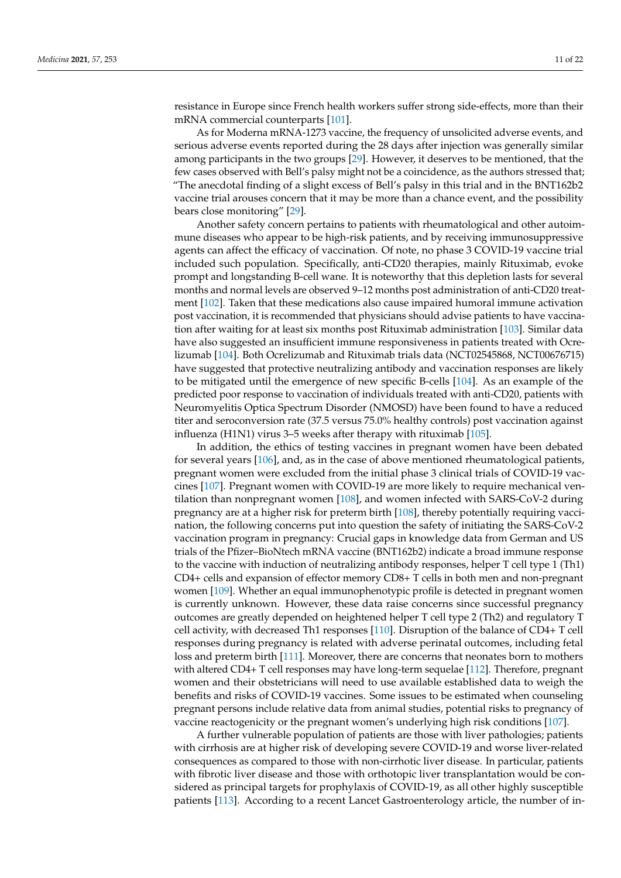resistance in Europe since French health workers suffer strong side-effects, more than their mRNA commercial counterparts [101].

As for Moderna mRNA-1273 vaccine, the frequency of unsolicited adverse events, and serious adverse events reported during the 28 days after injection was generally similar among participants in the two groups [29]. However, it deserves to be mentioned, that the few cases observed with Bell's palsy might not be a coincidence, as the authors stressed that; "The anecdotal finding of a slight excess of Bell's palsy in this trial and in the BNT162b2 vaccine trial arouses concern that it may be more than a chance event, and the possibility bears close monitoring" [29].

Another safety concern pertains to patients with rheumatological and other autoimmune diseases who appear to be high-risk patients, and by receiving immunosuppressive agents can affect the efficacy of vaccination. Of note, no phase 3 COVID-19 vaccine trial included such population. Specifically, anti-CD20 therapies, mainly Rituximab, evoke prompt and longstanding B-cell wane. It is noteworthy that this depletion lasts for several months and normal levels are observed 9–12 months post administration of anti-CD20 treatment [102]. Taken that these medications also cause impaired humoral immune activation post vaccination, it is recommended that physicians should advise patients to have vaccination after waiting for at least six months post Rituximab administration [103]. Similar data have also suggested an insufficient immune responsiveness in patients treated with Ocrelizumab [104]. Both Ocrelizumab and Rituximab trials data (NCT02545868, NCT00676715) have suggested that protective neutralizing antibody and vaccination responses are likely to be mitigated until the emergence of new specific B-cells [104]. As an example of the predicted poor response to vaccination of individuals treated with anti-CD20, patients with Neuromyelitis Optica Spectrum Disorder (NMOSD) have been found to have a reduced titer and seroconversion rate (37.5 versus 75.0% healthy controls) post vaccination against influenza (H1N1) virus 3–5 weeks after therapy with rituximab [105].

In addition, the ethics of testing vaccines in pregnant women have been debated for several years [106], and, as in the case of above mentioned rheumatological patients, pregnant women were excluded from the initial phase 3 clinical trials of COVID-19 vaccines [107]. Pregnant women with COVID-19 are more likely to require mechanical ventilation than nonpregnant women [108], and women infected with SARS-CoV-2 during pregnancy are at a higher risk for preterm birth [108], thereby potentially requiring vaccination, the following concerns put into question the safety of initiating the SARS-CoV-2 vaccination program in pregnancy: Crucial gaps in knowledge data from German and US trials of the Pfizer–BioNtech mRNA vaccine (BNT162b2) indicate a broad immune response to the vaccine with induction of neutralizing antibody responses, helper T cell type 1 (Th1) CD4+ cells and expansion of effector memory CD8+ T cells in both men and non-pregnant women [109]. Whether an equal immunophenotypic profile is detected in pregnant women is currently unknown. However, these data raise concerns since successful pregnancy outcomes are greatly depended on heightened helper T cell type 2 (Th2) and regulatory T cell activity, with decreased Th1 responses [110]. Disruption of the balance of CD4+ T cell responses during pregnancy is related with adverse perinatal outcomes, including fetal loss and preterm birth [111]. Moreover, there are concerns that neonates born to mothers with altered CD4+ T cell responses may have long-term sequelae [112]. Therefore, pregnant women and their obstetricians will need to use available established data to weigh the benefits and risks of COVID-19 vaccines. Some issues to be estimated when counseling pregnant persons include relative data from animal studies, potential risks to pregnancy of vaccine reactogenicity or the pregnant women's underlying high risk conditions [107].

A further vulnerable population of patients are those with liver pathologies; patients with cirrhosis are at higher risk of developing severe COVID-19 and worse liver-related consequences as compared to those with non-cirrhotic liver disease. In particular, patients with fibrotic liver disease and those with orthotopic liver transplantation would be considered as principal targets for prophylaxis of COVID-19, as all other highly susceptible patients [113]. According to a recent Lancet Gastroenterology article, the number of in-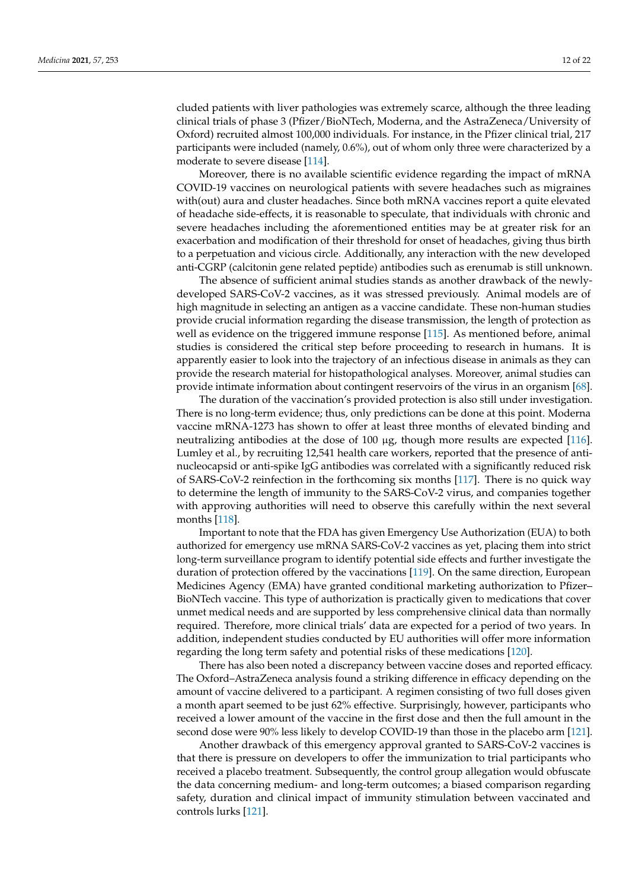cluded patients with liver pathologies was extremely scarce, although the three leading clinical trials of phase 3 (Pfizer/BioNTech, Moderna, and the AstraZeneca/University of Oxford) recruited almost 100,000 individuals. For instance, in the Pfizer clinical trial, 217 participants were included (namely, 0.6%), out of whom only three were characterized by a moderate to severe disease [114].

Moreover, there is no available scientific evidence regarding the impact of mRNA COVID-19 vaccines on neurological patients with severe headaches such as migraines with(out) aura and cluster headaches. Since both mRNA vaccines report a quite elevated of headache side-effects, it is reasonable to speculate, that individuals with chronic and severe headaches including the aforementioned entities may be at greater risk for an exacerbation and modification of their threshold for onset of headaches, giving thus birth to a perpetuation and vicious circle. Additionally, any interaction with the new developed anti-CGRP (calcitonin gene related peptide) antibodies such as erenumab is still unknown.

The absence of sufficient animal studies stands as another drawback of the newly-developed SARS-CoV-2 vaccines, as it was stressed previously. Animal models are of high magnitude in selecting an antigen as a vaccine candidate. These non-human studies provide crucial information regarding the disease transmission, the length of protection as well as evidence on the triggered immune response [115]. As mentioned before, animal studies is considered the critical step before proceeding to research in humans. It is apparently easier to look into the trajectory of an infectious disease in animals as they can provide the research material for histopathological analyses. Moreover, animal studies can provide intimate information about contingent reservoirs of the virus in an organism [68].

The duration of the vaccination's provided protection is also still under investigation. There is no long-term evidence; thus, only predictions can be done at this point. Moderna vaccine mRNA-1273 has shown to offer at least three months of elevated binding and neutralizing antibodies at the dose of 100 μg, though more results are expected [116]. Lumley et al., by recruiting 12,541 health care workers, reported that the presence of anti-nucleocapsid or anti-spike IgG antibodies was correlated with a significantly reduced risk of SARS-CoV-2 reinfection in the forthcoming six months [117]. There is no quick way to determine the length of immunity to the SARS-CoV-2 virus, and companies together with approving authorities will need to observe this carefully within the next several months [118].

Important to note that the FDA has given Emergency Use Authorization (EUA) to both authorized for emergency use mRNA SARS-CoV-2 vaccines as yet, placing them into strict long-term surveillance program to identify potential side effects and further investigate the duration of protection offered by the vaccinations [119]. On the same direction, European Medicines Agency (EMA) have granted conditional marketing authorization to Pfizer–BioNTech vaccine. This type of authorization is practically given to medications that cover unmet medical needs and are supported by less comprehensive clinical data than normally required. Therefore, more clinical trials' data are expected for a period of two years. In addition, independent studies conducted by EU authorities will offer more information regarding the long term safety and potential risks of these medications [120].

There has also been noted a discrepancy between vaccine doses and reported efficacy. The Oxford–AstraZeneca analysis found a striking difference in efficacy depending on the amount of vaccine delivered to a participant. A regimen consisting of two full doses given a month apart seemed to be just 62% effective. Surprisingly, however, participants who received a lower amount of the vaccine in the first dose and then the full amount in the second dose were 90% less likely to develop COVID-19 than those in the placebo arm [121].

Another drawback of this emergency approval granted to SARS-CoV-2 vaccines is that there is pressure on developers to offer the immunization to trial participants who received a placebo treatment. Subsequently, the control group allegation would obfuscate the data concerning medium- and long-term outcomes; a biased comparison regarding safety, duration and clinical impact of immunity stimulation between vaccinated and controls lurks [121].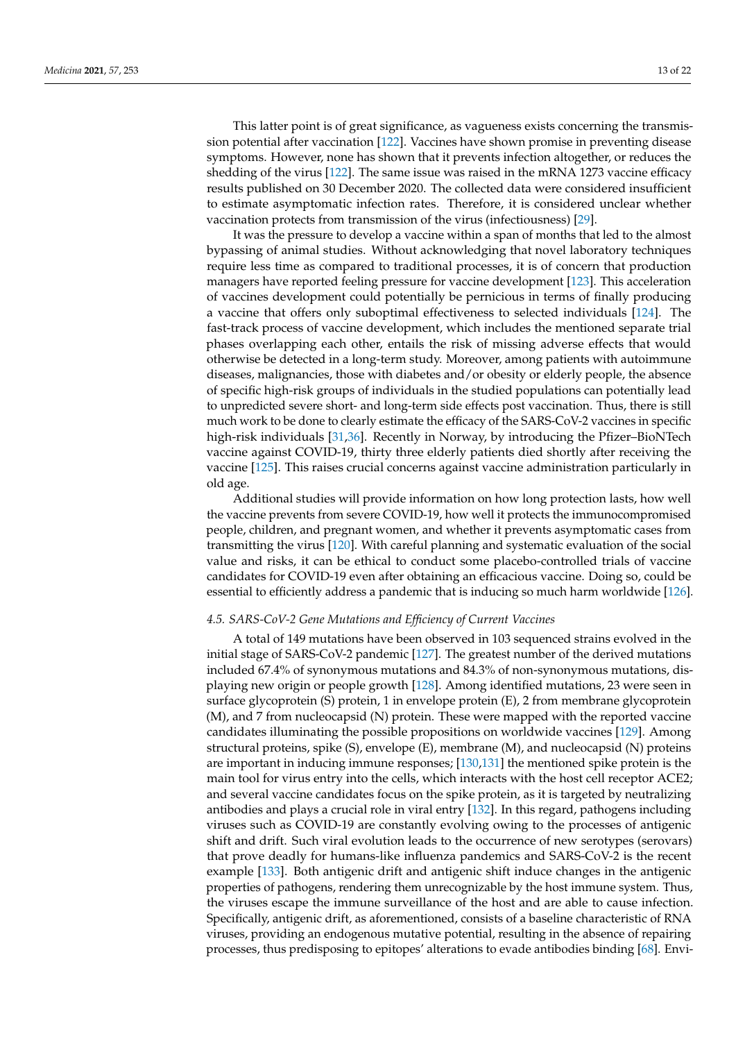This latter point is of great significance, as vagueness exists concerning the transmission potential after vaccination [122]. Vaccines have shown promise in preventing disease symptoms. However, none has shown that it prevents infection altogether, or reduces the shedding of the virus [122]. The same issue was raised in the mRNA 1273 vaccine efficacy results published on 30 December 2020. The collected data were considered insufficient to estimate asymptomatic infection rates. Therefore, it is considered unclear whether vaccination protects from transmission of the virus (infectiousness) [29].

It was the pressure to develop a vaccine within a span of months that led to the almost bypassing of animal studies. Without acknowledging that novel laboratory techniques require less time as compared to traditional processes, it is of concern that production managers have reported feeling pressure for vaccine development [123]. This acceleration of vaccines development could potentially be pernicious in terms of finally producing a vaccine that offers only suboptimal effectiveness to selected individuals [124]. The fast-track process of vaccine development, which includes the mentioned separate trial phases overlapping each other, entails the risk of missing adverse effects that would otherwise be detected in a long-term study. Moreover, among patients with autoimmune diseases, malignancies, those with diabetes and/or obesity or elderly people, the absence of specific high-risk groups of individuals in the studied populations can potentially lead to unpredicted severe short- and long-term side effects post vaccination. Thus, there is still much work to be done to clearly estimate the efficacy of the SARS-CoV-2 vaccines in specific high-risk individuals [31,36]. Recently in Norway, by introducing the Pfizer–BioNTech vaccine against COVID-19, thirty three elderly patients died shortly after receiving the vaccine [125]. This raises crucial concerns against vaccine administration particularly in old age.

Additional studies will provide information on how long protection lasts, how well the vaccine prevents from severe COVID-19, how well it protects the immunocompromised people, children, and pregnant women, and whether it prevents asymptomatic cases from transmitting the virus [120]. With careful planning and systematic evaluation of the social value and risks, it can be ethical to conduct some placebo-controlled trials of vaccine candidates for COVID-19 even after obtaining an efficacious vaccine. Doing so, could be essential to efficiently address a pandemic that is inducing so much harm worldwide [126].

### *4.5. SARS-CoV-2 Gene Mutations and Efficiency of Current Vaccines*

A total of 149 mutations have been observed in 103 sequenced strains evolved in the initial stage of SARS-CoV-2 pandemic [127]. The greatest number of the derived mutations included 67.4% of synonymous mutations and 84.3% of non-synonymous mutations, displaying new origin or people growth [128]. Among identified mutations, 23 were seen in surface glycoprotein (S) protein, 1 in envelope protein (E), 2 from membrane glycoprotein (M), and 7 from nucleocapsid (N) protein. These were mapped with the reported vaccine candidates illuminating the possible propositions on worldwide vaccines [129]. Among structural proteins, spike (S), envelope (E), membrane (M), and nucleocapsid (N) proteins are important in inducing immune responses; [130,131] the mentioned spike protein is the main tool for virus entry into the cells, which interacts with the host cell receptor ACE2; and several vaccine candidates focus on the spike protein, as it is targeted by neutralizing antibodies and plays a crucial role in viral entry [132]. In this regard, pathogens including viruses such as COVID-19 are constantly evolving owing to the processes of antigenic shift and drift. Such viral evolution leads to the occurrence of new serotypes (serovars) that prove deadly for humans-like influenza pandemics and SARS-CoV-2 is the recent example [133]. Both antigenic drift and antigenic shift induce changes in the antigenic properties of pathogens, rendering them unrecognizable by the host immune system. Thus, the viruses escape the immune surveillance of the host and are able to cause infection. Specifically, antigenic drift, as aforementioned, consists of a baseline characteristic of RNA viruses, providing an endogenous mutative potential, resulting in the absence of repairing processes, thus predisposing to epitopes' alterations to evade antibodies binding [68]. Envi-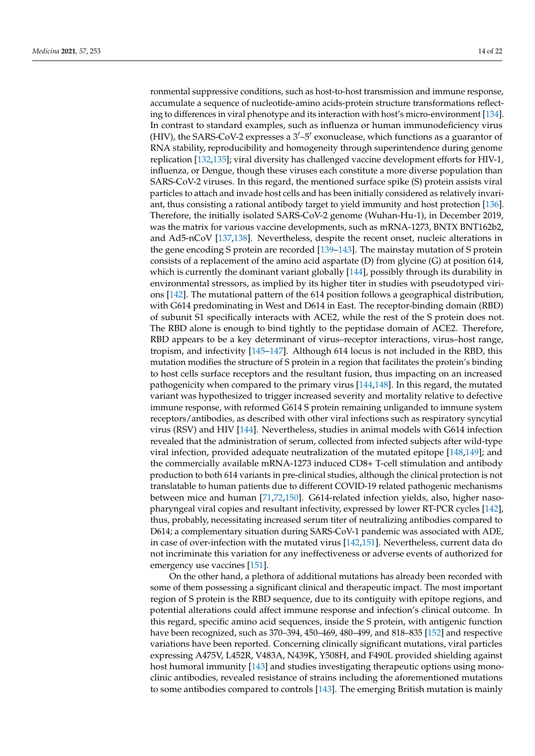ronmental suppressive conditions, such as host-to-host transmission and immune response, accumulate a sequence of nucleotide-amino acids-protein structure transformations reflecting to differences in viral phenotype and its interaction with host's micro-environment [134]. In contrast to standard examples, such as influenza or human immunodeficiency virus (HIV), the SARS-CoV-2 expresses a 3′–5′ exonuclease, which functions as a guarantor of RNA stability, reproducibility and homogeneity through superintendence during genome replication [132,135]; viral diversity has challenged vaccine development efforts for HIV-1, influenza, or Dengue, though these viruses each constitute a more diverse population than SARS-CoV-2 viruses. In this regard, the mentioned surface spike (S) protein assists viral particles to attach and invade host cells and has been initially considered as relatively invariant, thus consisting a rational antibody target to yield immunity and host protection [136]. Therefore, the initially isolated SARS-CoV-2 genome (Wuhan-Hu-1), in December 2019, was the matrix for various vaccine developments, such as mRNA-1273, BNTX BNT162b2, and Ad5-nCoV [137,138]. Nevertheless, despite the recent onset, nucleic alterations in the gene encoding S protein are recorded [139–143]. The mainstay mutation of S protein consists of a replacement of the amino acid aspartate (D) from glycine (G) at position 614, which is currently the dominant variant globally [144], possibly through its durability in environmental stressors, as implied by its higher titer in studies with pseudotyped virions [142]. The mutational pattern of the 614 position follows a geographical distribution, with G614 predominating in West and D614 in East. The receptor-binding domain (RBD) of subunit S1 specifically interacts with ACE2, while the rest of the S protein does not. The RBD alone is enough to bind tightly to the peptidase domain of ACE2. Therefore, RBD appears to be a key determinant of virus–receptor interactions, virus–host range, tropism, and infectivity [145–147]. Although 614 locus is not included in the RBD, this mutation modifies the structure of S protein in a region that facilitates the protein's binding to host cells surface receptors and the resultant fusion, thus impacting on an increased pathogenicity when compared to the primary virus [144,148]. In this regard, the mutated variant was hypothesized to trigger increased severity and mortality relative to defective immune response, with reformed G614 S protein remaining unliganded to immune system receptors/antibodies, as described with other viral infections such as respiratory syncytial virus (RSV) and HIV [144]. Nevertheless, studies in animal models with G614 infection revealed that the administration of serum, collected from infected subjects after wild-type viral infection, provided adequate neutralization of the mutated epitope [148,149]; and the commercially available mRNA-1273 induced CD8+ T-cell stimulation and antibody production to both 614 variants in pre-clinical studies, although the clinical protection is not translatable to human patients due to different COVID-19 related pathogenic mechanisms between mice and human [71,72,150]. G614-related infection yields, also, higher nasopharyngeal viral copies and resultant infectivity, expressed by lower RT-PCR cycles [142], thus, probably, necessitating increased serum titer of neutralizing antibodies compared to D614; a complementary situation during SARS-CoV-1 pandemic was associated with ADE, in case of over-infection with the mutated virus [142,151]. Nevertheless, current data do not incriminate this variation for any ineffectiveness or adverse events of authorized for emergency use vaccines [151].

On the other hand, a plethora of additional mutations has already been recorded with some of them possessing a significant clinical and therapeutic impact. The most important region of S protein is the RBD sequence, due to its contiguity with epitope regions, and potential alterations could affect immune response and infection's clinical outcome. In this regard, specific amino acid sequences, inside the S protein, with antigenic function have been recognized, such as 370–394, 450–469, 480–499, and 818–835 [152] and respective variations have been reported. Concerning clinically significant mutations, viral particles expressing A475V, L452R, V483A, N439K, Y508H, and F490L provided shielding against host humoral immunity [143] and studies investigating therapeutic options using monoclinic antibodies, revealed resistance of strains including the aforementioned mutations to some antibodies compared to controls [143]. The emerging British mutation is mainly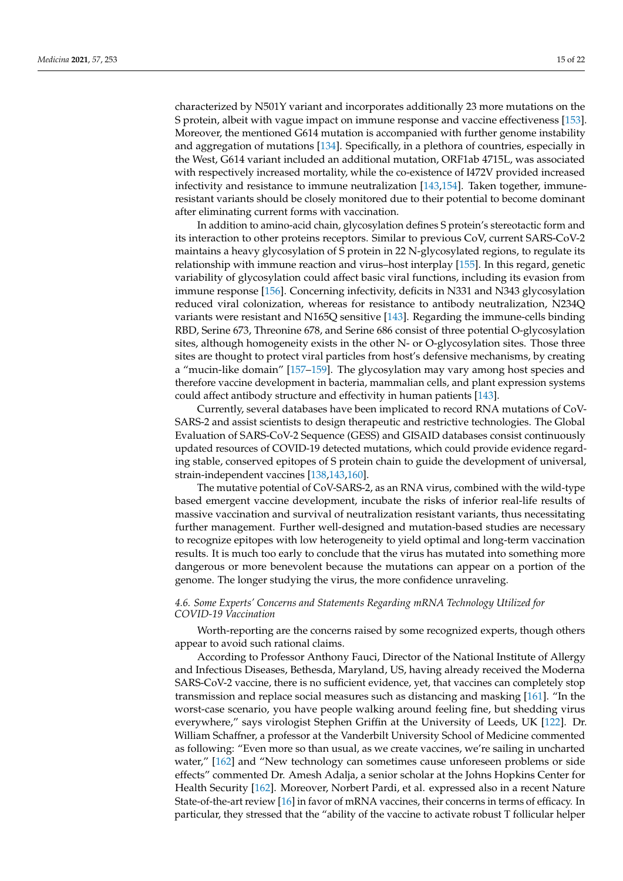characterized by N501Y variant and incorporates additionally 23 more mutations on the S protein, albeit with vague impact on immune response and vaccine effectiveness [153]. Moreover, the mentioned G614 mutation is accompanied with further genome instability and aggregation of mutations [134]. Specifically, in a plethora of countries, especially in the West, G614 variant included an additional mutation, ORF1ab 4715L, was associated with respectively increased mortality, while the co-existence of I472V provided increased infectivity and resistance to immune neutralization [143,154]. Taken together, immune-resistant variants should be closely monitored due to their potential to become dominant after eliminating current forms with vaccination.

In addition to amino-acid chain, glycosylation defines S protein's stereotactic form and its interaction to other proteins receptors. Similar to previous CoV, current SARS-CoV-2 maintains a heavy glycosylation of S protein in 22 N-glycosylated regions, to regulate its relationship with immune reaction and virus–host interplay [155]. In this regard, genetic variability of glycosylation could affect basic viral functions, including its evasion from immune response [156]. Concerning infectivity, deficits in N331 and N343 glycosylation reduced viral colonization, whereas for resistance to antibody neutralization, N234Q variants were resistant and N165Q sensitive [143]. Regarding the immune-cells binding RBD, Serine 673, Threonine 678, and Serine 686 consist of three potential O-glycosylation sites, although homogeneity exists in the other N- or O-glycosylation sites. Those three sites are thought to protect viral particles from host's defensive mechanisms, by creating a "mucin-like domain" [157–159]. The glycosylation may vary among host species and therefore vaccine development in bacteria, mammalian cells, and plant expression systems could affect antibody structure and effectivity in human patients [143].

Currently, several databases have been implicated to record RNA mutations of CoV-SARS-2 and assist scientists to design therapeutic and restrictive technologies. The Global Evaluation of SARS-CoV-2 Sequence (GESS) and GISAID databases consist continuously updated resources of COVID-19 detected mutations, which could provide evidence regarding stable, conserved epitopes of S protein chain to guide the development of universal, strain-independent vaccines [138,143,160].

The mutative potential of CoV-SARS-2, as an RNA virus, combined with the wild-type based emergent vaccine development, incubate the risks of inferior real-life results of massive vaccination and survival of neutralization resistant variants, thus necessitating further management. Further well-designed and mutation-based studies are necessary to recognize epitopes with low heterogeneity to yield optimal and long-term vaccination results. It is much too early to conclude that the virus has mutated into something more dangerous or more benevolent because the mutations can appear on a portion of the genome. The longer studying the virus, the more confidence unraveling.

### *4.6. Some Experts' Concerns and Statements Regarding mRNA Technology Utilized for COVID-19 Vaccination*

Worth-reporting are the concerns raised by some recognized experts, though others appear to avoid such rational claims.

According to Professor Anthony Fauci, Director of the National Institute of Allergy and Infectious Diseases, Bethesda, Maryland, US, having already received the Moderna SARS-CoV-2 vaccine, there is no sufficient evidence, yet, that vaccines can completely stop transmission and replace social measures such as distancing and masking [161]. "In the worst-case scenario, you have people walking around feeling fine, but shedding virus everywhere," says virologist Stephen Griffin at the University of Leeds, UK [122]. Dr. William Schaffner, a professor at the Vanderbilt University School of Medicine commented as following: "Even more so than usual, as we create vaccines, we're sailing in uncharted water," [162] and "New technology can sometimes cause unforeseen problems or side effects" commented Dr. Amesh Adalja, a senior scholar at the Johns Hopkins Center for Health Security [162]. Moreover, Norbert Pardi, et al. expressed also in a recent Nature State-of-the-art review [16] in favor of mRNA vaccines, their concerns in terms of efficacy. In particular, they stressed that the "ability of the vaccine to activate robust T follicular helper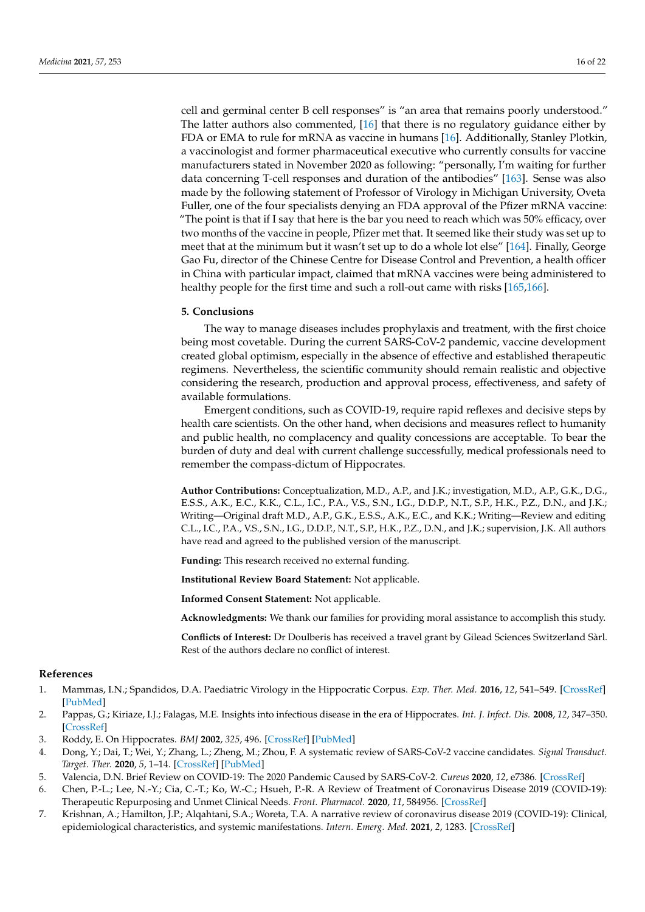cell and germinal center B cell responses" is "an area that remains poorly understood." The latter authors also commented, [16] that there is no regulatory guidance either by FDA or EMA to rule for mRNA as vaccine in humans [16]. Additionally, Stanley Plotkin, a vaccinologist and former pharmaceutical executive who currently consults for vaccine manufacturers stated in November 2020 as following: "personally, I'm waiting for further data concerning T-cell responses and duration of the antibodies" [163]. Sense was also made by the following statement of Professor of Virology in Michigan University, Oveta Fuller, one of the four specialists denying an FDA approval of the Pfizer mRNA vaccine: "The point is that if I say that here is the bar you need to reach which was 50% efficacy, over two months of the vaccine in people, Pfizer met that. It seemed like their study was set up to meet that at the minimum but it wasn't set up to do a whole lot else" [164]. Finally, George Gao Fu, director of the Chinese Centre for Disease Control and Prevention, a health officer in China with particular impact, claimed that mRNA vaccines were being administered to healthy people for the first time and such a roll-out came with risks [165,166].

## 5. Conclusions

The way to manage diseases includes prophylaxis and treatment, with the first choice being most covetable. During the current SARS-CoV-2 pandemic, vaccine development created global optimism, especially in the absence of effective and established therapeutic regimens. Nevertheless, the scientific community should remain realistic and objective considering the research, production and approval process, effectiveness, and safety of available formulations.

Emergent conditions, such as COVID-19, require rapid reflexes and decisive steps by health care scientists. On the other hand, when decisions and measures reflect to humanity and public health, no complacency and quality concessions are acceptable. To bear the burden of duty and deal with current challenge successfully, medical professionals need to remember the compass-dictum of Hippocrates.

**Author Contributions:** Conceptualization, M.D., A.P., and J.K.; investigation, M.D., A.P., G.K., D.G., E.S.S., A.K., E.C., K.K., C.L., I.C., P.A., V.S., S.N., I.G., D.D.P., N.T., S.P., H.K., P.Z., D.N., and J.K.; Writing—Original draft M.D., A.P., G.K., E.S.S., A.K., E.C., and K.K.; Writing—Review and editing C.L., I.C., P.A., V.S., S.N., I.G., D.D.P., N.T., S.P., H.K., P.Z., D.N., and J.K.; supervision, J.K. All authors have read and agreed to the published version of the manuscript.

**Funding:** This research received no external funding.

**Institutional Review Board Statement:** Not applicable.

**Informed Consent Statement:** Not applicable.

**Acknowledgments:** We thank our families for providing moral assistance to accomplish this study.

**Conflicts of Interest:** Dr Doulberis has received a travel grant by Gilead Sciences Switzerland Sàrl. Rest of the authors declare no conflict of interest.

## References

1. Mammas, I.N.; Spandidos, D.A. Paediatric Virology in the Hippocratic Corpus. *Exp. Ther. Med.* **2016**, *12*, 541–549. [CrossRef] [PubMed]
2. Pappas, G.; Kiriaze, I.J.; Falagas, M.E. Insights into infectious disease in the era of Hippocrates. *Int. J. Infect. Dis.* **2008**, *12*, 347–350. [CrossRef]
3. Roddy, E. On Hippocrates. *BMJ* **2002**, *325*, 496. [CrossRef] [PubMed]
4. Dong, Y.; Dai, T.; Wei, Y.; Zhang, L.; Zheng, M.; Zhou, F. A systematic review of SARS-CoV-2 vaccine candidates. *Signal Transduct. Target. Ther.* **2020**, *5*, 1–14. [CrossRef] [PubMed]
5. Valencia, D.N. Brief Review on COVID-19: The 2020 Pandemic Caused by SARS-CoV-2. *Cureus* **2020**, *12*, e7386. [CrossRef]
6. Chen, P.-L.; Lee, N.-Y.; Cia, C.-T.; Ko, W.-C.; Hsueh, P.-R. A Review of Treatment of Coronavirus Disease 2019 (COVID-19): Therapeutic Repurposing and Unmet Clinical Needs. *Front. Pharmacol.* **2020**, *11*, 584956. [CrossRef]
7. Krishnan, A.; Hamilton, J.P.; Alqahtani, S.A.; Woreta, T.A. A narrative review of coronavirus disease 2019 (COVID-19): Clinical, epidemiological characteristics, and systemic manifestations. *Intern. Emerg. Med.* **2021**, *2*, 1283. [CrossRef]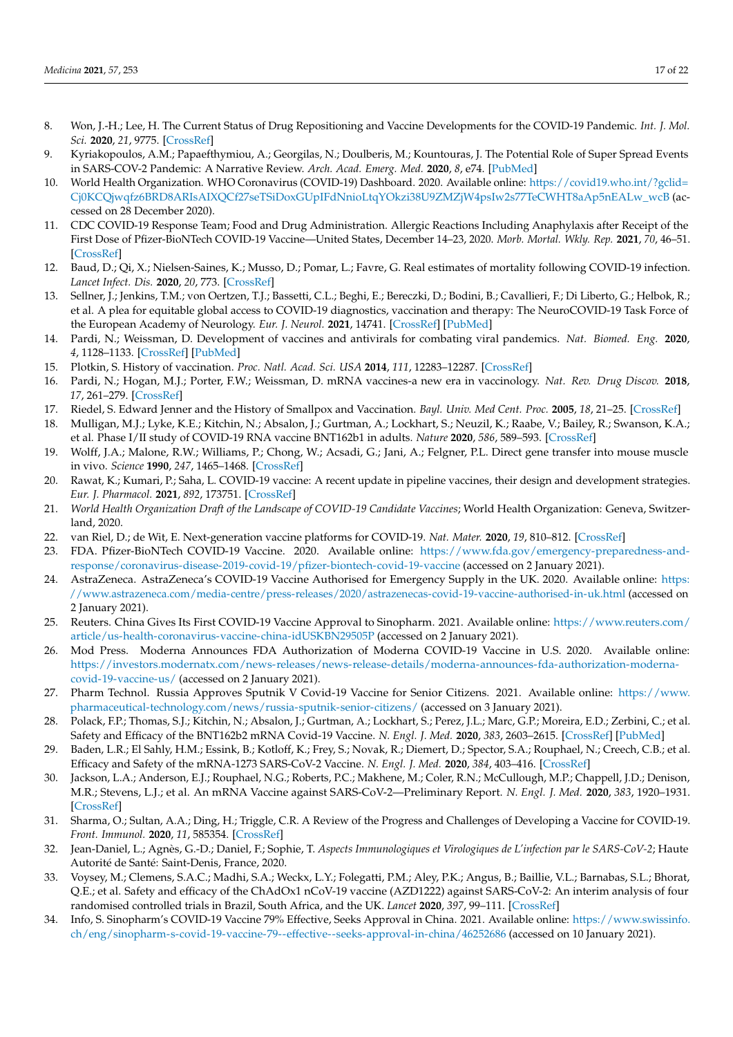8. Won, J.-H.; Lee, H. The Current Status of Drug Repositioning and Vaccine Developments for the COVID-19 Pandemic. *Int. J. Mol. Sci.* **2020**, *21*, 9775. [CrossRef]
9. Kyriakopoulos, A.M.; Papaefthymiou, A.; Georgilas, N.; Doulberis, M.; Kountouras, J. The Potential Role of Super Spread Events in SARS-COV-2 Pandemic: A Narrative Review. *Arch. Acad. Emerg. Med.* **2020**, *8*, e74. [PubMed]
10. World Health Organization. WHO Coronavirus (COVID-19) Dashboard. 2020. Available online: https://covid19.who.int/?gclid=Cj0KCQjwqfz6BRD8ARIsAIXQCf27seTSiDoxGUpIFdNnioLtqYOkzi38U9ZMZjW4psIw2s77TeCWHT8aAp5nEALw_wcB (accessed on 28 December 2020).
11. CDC COVID-19 Response Team; Food and Drug Administration. Allergic Reactions Including Anaphylaxis after Receipt of the First Dose of Pfizer-BioNTech COVID-19 Vaccine—United States, December 14–23, 2020. *Morb. Mortal. Wkly. Rep.* **2021**, *70*, 46–51. [CrossRef]
12. Baud, D.; Qi, X.; Nielsen-Saines, K.; Musso, D.; Pomar, L.; Favre, G. Real estimates of mortality following COVID-19 infection. *Lancet Infect. Dis.* **2020**, *20*, 773. [CrossRef]
13. Sellner, J.; Jenkins, T.M.; von Oertzen, T.J.; Bassetti, C.L.; Beghi, E.; Bereczki, D.; Bodini, B.; Cavallieri, F.; Di Liberto, G.; Helbok, R.; et al. A plea for equitable global access to COVID-19 diagnostics, vaccination and therapy: The NeuroCOVID-19 Task Force of the European Academy of Neurology. *Eur. J. Neurol.* **2021**, 14741. [CrossRef] [PubMed]
14. Pardi, N.; Weissman, D. Development of vaccines and antivirals for combating viral pandemics. *Nat. Biomed. Eng.* **2020**, *4*, 1128–1133. [CrossRef] [PubMed]
15. Plotkin, S. History of vaccination. *Proc. Natl. Acad. Sci. USA* **2014**, *111*, 12283–12287. [CrossRef]
16. Pardi, N.; Hogan, M.J.; Porter, F.W.; Weissman, D. mRNA vaccines-a new era in vaccinology. *Nat. Rev. Drug Discov.* **2018**, *17*, 261–279. [CrossRef]
17. Riedel, S. Edward Jenner and the History of Smallpox and Vaccination. *Bayl. Univ. Med Cent. Proc.* **2005**, *18*, 21–25. [CrossRef]
18. Mulligan, M.J.; Lyke, K.E.; Kitchin, N.; Absalon, J.; Gurtman, A.; Lockhart, S.; Neuzil, K.; Raabe, V.; Bailey, R.; Swanson, K.A.; et al. Phase I/II study of COVID-19 RNA vaccine BNT162b1 in adults. *Nature* **2020**, *586*, 589–593. [CrossRef]
19. Wolff, J.A.; Malone, R.W.; Williams, P.; Chong, W.; Acsadi, G.; Jani, A.; Felgner, P.L. Direct gene transfer into mouse muscle in vivo. *Science* **1990**, *247*, 1465–1468. [CrossRef]
20. Rawat, K.; Kumari, P.; Saha, L. COVID-19 vaccine: A recent update in pipeline vaccines, their design and development strategies. *Eur. J. Pharmacol.* **2021**, *892*, 173751. [CrossRef]
21. *World Health Organization Draft of the Landscape of COVID-19 Candidate Vaccines*; World Health Organization: Geneva, Switzerland, 2020.
22. van Riel, D.; de Wit, E. Next-generation vaccine platforms for COVID-19. *Nat. Mater.* **2020**, *19*, 810–812. [CrossRef]
23. FDA. Pfizer-BioNTech COVID-19 Vaccine. 2020. Available online: https://www.fda.gov/emergency-preparedness-and-response/coronavirus-disease-2019-covid-19/pfizer-biontech-covid-19-vaccine (accessed on 2 January 2021).
24. AstraZeneca. AstraZeneca's COVID-19 Vaccine Authorised for Emergency Supply in the UK. 2020. Available online: https://www.astrazeneca.com/media-centre/press-releases/2020/astrazenecas-covid-19-vaccine-authorised-in-uk.html (accessed on 2 January 2021).
25. Reuters. China Gives Its First COVID-19 Vaccine Approval to Sinopharm. 2021. Available online: https://www.reuters.com/article/us-health-coronavirus-vaccine-china-idUSKBN29505P (accessed on 2 January 2021).
26. Mod Press. Moderna Announces FDA Authorization of Moderna COVID-19 Vaccine in U.S. 2020. Available online: https://investors.modernatx.com/news-releases/news-release-details/moderna-announces-fda-authorization-moderna-covid-19-vaccine-us/ (accessed on 2 January 2021).
27. Pharm Technol. Russia Approves Sputnik V Covid-19 Vaccine for Senior Citizens. 2021. Available online: https://www.pharmaceutical-technology.com/news/russia-sputnik-senior-citizens/ (accessed on 3 January 2021).
28. Polack, F.P.; Thomas, S.J.; Kitchin, N.; Absalon, J.; Gurtman, A.; Lockhart, S.; Perez, J.L.; Marc, G.P.; Moreira, E.D.; Zerbini, C.; et al. Safety and Efficacy of the BNT162b2 mRNA Covid-19 Vaccine. *N. Engl. J. Med.* **2020**, *383*, 2603–2615. [CrossRef] [PubMed]
29. Baden, L.R.; El Sahly, H.M.; Essink, B.; Kotloff, K.; Frey, S.; Novak, R.; Diemert, D.; Spector, S.A.; Rouphael, N.; Creech, C.B.; et al. Efficacy and Safety of the mRNA-1273 SARS-CoV-2 Vaccine. *N. Engl. J. Med.* **2020**, *384*, 403–416. [CrossRef]
30. Jackson, L.A.; Anderson, E.J.; Rouphael, N.G.; Roberts, P.C.; Makhene, M.; Coler, R.N.; McCullough, M.P.; Chappell, J.D.; Denison, M.R.; Stevens, L.J.; et al. An mRNA Vaccine against SARS-CoV-2—Preliminary Report. *N. Engl. J. Med.* **2020**, *383*, 1920–1931. [CrossRef]
31. Sharma, O.; Sultan, A.A.; Ding, H.; Triggle, C.R. A Review of the Progress and Challenges of Developing a Vaccine for COVID-19. *Front. Immunol.* **2020**, *11*, 585354. [CrossRef]
32. Jean-Daniel, L.; Agnès, G.-D.; Daniel, F.; Sophie, T. *Aspects Immunologiques et Virologiques de L'infection par le SARS-CoV-2*; Haute Autorité de Santé: Saint-Denis, France, 2020.
33. Voysey, M.; Clemens, S.A.C.; Madhi, S.A.; Weckx, L.Y.; Folegatti, P.M.; Aley, P.K.; Angus, B.; Baillie, V.L.; Barnabas, S.L.; Bhorat, Q.E.; et al. Safety and efficacy of the ChAdOx1 nCoV-19 vaccine (AZD1222) against SARS-CoV-2: An interim analysis of four randomised controlled trials in Brazil, South Africa, and the UK. *Lancet* **2020**, *397*, 99–111. [CrossRef]
34. Info, S. Sinopharm's COVID-19 Vaccine 79% Effective, Seeks Approval in China. 2021. Available online: https://www.swissinfo.ch/eng/sinopharm-s-covid-19-vaccine-79--effective--seeks-approval-in-china/46252686 (accessed on 10 January 2021).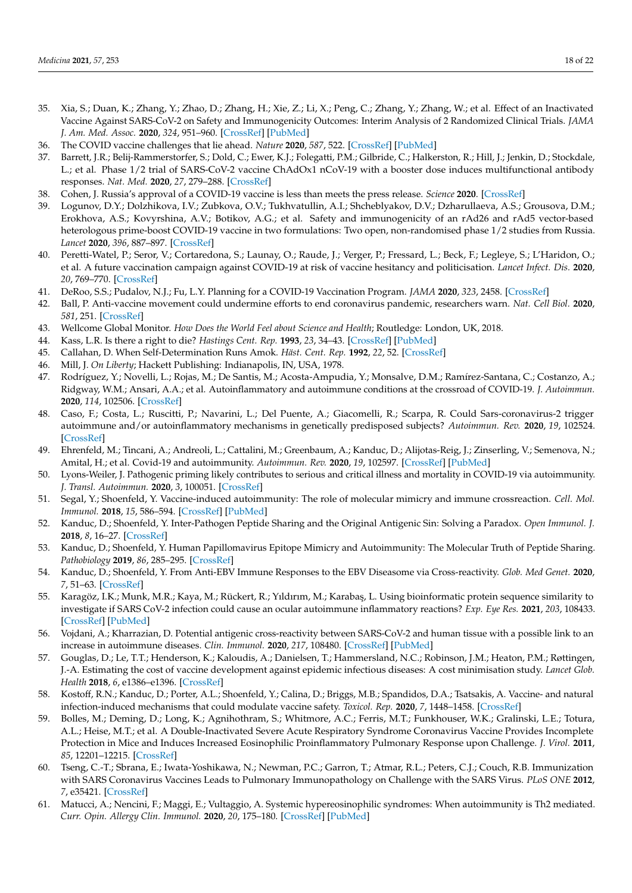35. Xia, S.; Duan, K.; Zhang, Y.; Zhao, D.; Zhang, H.; Xie, Z.; Li, X.; Peng, C.; Zhang, Y.; Zhang, W.; et al. Effect of an Inactivated Vaccine Against SARS-CoV-2 on Safety and Immunogenicity Outcomes: Interim Analysis of 2 Randomized Clinical Trials. *JAMA J. Am. Med. Assoc.* **2020**, *324*, 951–960. [CrossRef] [PubMed]
36. The COVID vaccine challenges that lie ahead. *Nature* **2020**, *587*, 522. [CrossRef] [PubMed]
37. Barrett, J.R.; Belij-Rammerstorfer, S.; Dold, C.; Ewer, K.J.; Folegatti, P.M.; Gilbride, C.; Halkerston, R.; Hill, J.; Jenkin, D.; Stockdale, L.; et al. Phase 1/2 trial of SARS-CoV-2 vaccine ChAdOx1 nCoV-19 with a booster dose induces multifunctional antibody responses. *Nat. Med.* **2020**, *27*, 279–288. [CrossRef]
38. Cohen, J. Russia's approval of a COVID-19 vaccine is less than meets the press release. *Science* **2020**. [CrossRef]
39. Logunov, D.Y.; Dolzhikova, I.V.; Zubkova, O.V.; Tukhvatullin, A.I.; Shcheblyakov, D.V.; Dzharullaeva, A.S.; Grousova, D.M.; Erokhova, A.S.; Kovyrshina, A.V.; Botikov, A.G.; et al. Safety and immunogenicity of an rAd26 and rAd5 vector-based heterologous prime-boost COVID-19 vaccine in two formulations: Two open, non-randomised phase 1/2 studies from Russia. *Lancet* **2020**, *396*, 887–897. [CrossRef]
40. Peretti-Watel, P.; Seror, V.; Cortaredona, S.; Launay, O.; Raude, J.; Verger, P.; Fressard, L.; Beck, F.; Legleye, S.; L'Haridon, O.; et al. A future vaccination campaign against COVID-19 at risk of vaccine hesitancy and politicisation. *Lancet Infect. Dis.* **2020**, *20*, 769–770. [CrossRef]
41. DeRoo, S.S.; Pudalov, N.J.; Fu, L.Y. Planning for a COVID-19 Vaccination Program. *JAMA* **2020**, *323*, 2458. [CrossRef]
42. Ball, P. Anti-vaccine movement could undermine efforts to end coronavirus pandemic, researchers warn. *Nat. Cell Biol.* **2020**, *581*, 251. [CrossRef]
43. Wellcome Global Monitor. *How Does the World Feel about Science and Health*; Routledge: London, UK, 2018.
44. Kass, L.R. Is there a right to die? *Hastings Cent. Rep.* **1993**, *23*, 34–43. [CrossRef] [PubMed]
45. Callahan, D. When Self-Determination Runs Amok. *Häst. Cent. Rep.* **1992**, *22*, 52. [CrossRef]
46. Mill, J. *On Liberty*; Hackett Publishing: Indianapolis, IN, USA, 1978.
47. Rodríguez, Y.; Novelli, L.; Rojas, M.; De Santis, M.; Acosta-Ampudia, Y.; Monsalve, D.M.; Ramírez-Santana, C.; Costanzo, A.; Ridgway, W.M.; Ansari, A.A.; et al. Autoinflammatory and autoimmune conditions at the crossroad of COVID-19. *J. Autoimmun.* **2020**, *114*, 102506. [CrossRef]
48. Caso, F.; Costa, L.; Ruscitti, P.; Navarini, L.; Del Puente, A.; Giacomelli, R.; Scarpa, R. Could Sars-coronavirus-2 trigger autoimmune and/or autoinflammatory mechanisms in genetically predisposed subjects? *Autoimmun. Rev.* **2020**, *19*, 102524. [CrossRef]
49. Ehrenfeld, M.; Tincani, A.; Andreoli, L.; Cattalini, M.; Greenbaum, A.; Kanduc, D.; Alijotas-Reig, J.; Zinserling, V.; Semenova, N.; Amital, H.; et al. Covid-19 and autoimmunity. *Autoimmun. Rev.* **2020**, *19*, 102597. [CrossRef] [PubMed]
50. Lyons-Weiler, J. Pathogenic priming likely contributes to serious and critical illness and mortality in COVID-19 via autoimmunity. *J. Transl. Autoimmun.* **2020**, *3*, 100051. [CrossRef]
51. Segal, Y.; Shoenfeld, Y. Vaccine-induced autoimmunity: The role of molecular mimicry and immune crossreaction. *Cell. Mol. Immunol.* **2018**, *15*, 586–594. [CrossRef] [PubMed]
52. Kanduc, D.; Shoenfeld, Y. Inter-Pathogen Peptide Sharing and the Original Antigenic Sin: Solving a Paradox. *Open Immunol. J.* **2018**, *8*, 16–27. [CrossRef]
53. Kanduc, D.; Shoenfeld, Y. Human Papillomavirus Epitope Mimicry and Autoimmunity: The Molecular Truth of Peptide Sharing. *Pathobiology* **2019**, *86*, 285–295. [CrossRef]
54. Kanduc, D.; Shoenfeld, Y. From Anti-EBV Immune Responses to the EBV Diseasome via Cross-reactivity. *Glob. Med Genet.* **2020**, *7*, 51–63. [CrossRef]
55. Karagöz, I.K.; Munk, M.R.; Kaya, M.; Rückert, R.; Yıldırım, M.; Karabaş, L. Using bioinformatic protein sequence similarity to investigate if SARS CoV-2 infection could cause an ocular autoimmune inflammatory reactions? *Exp. Eye Res.* **2021**, *203*, 108433. [CrossRef] [PubMed]
56. Vojdani, A.; Kharrazian, D. Potential antigenic cross-reactivity between SARS-CoV-2 and human tissue with a possible link to an increase in autoimmune diseases. *Clin. Immunol.* **2020**, *217*, 108480. [CrossRef] [PubMed]
57. Gouglas, D.; Le, T.T.; Henderson, K.; Kaloudis, A.; Danielsen, T.; Hammersland, N.C.; Robinson, J.M.; Heaton, P.M.; Røttingen, J.-A. Estimating the cost of vaccine development against epidemic infectious diseases: A cost minimisation study. *Lancet Glob. Health* **2018**, *6*, e1386–e1396. [CrossRef]
58. Kostoff, R.N.; Kanduc, D.; Porter, A.L.; Shoenfeld, Y.; Calina, D.; Briggs, M.B.; Spandidos, D.A.; Tsatsakis, A. Vaccine- and natural infection-induced mechanisms that could modulate vaccine safety. *Toxicol. Rep.* **2020**, *7*, 1448–1458. [CrossRef]
59. Bolles, M.; Deming, D.; Long, K.; Agnihothram, S.; Whitmore, A.C.; Ferris, M.T.; Funkhouser, W.K.; Gralinski, L.E.; Totura, A.L.; Heise, M.T.; et al. A Double-Inactivated Severe Acute Respiratory Syndrome Coronavirus Vaccine Provides Incomplete Protection in Mice and Induces Increased Eosinophilic Proinflammatory Pulmonary Response upon Challenge. *J. Virol.* **2011**, *85*, 12201–12215. [CrossRef]
60. Tseng, C.-T.; Sbrana, E.; Iwata-Yoshikawa, N.; Newman, P.C.; Garron, T.; Atmar, R.L.; Peters, C.J.; Couch, R.B. Immunization with SARS Coronavirus Vaccines Leads to Pulmonary Immunopathology on Challenge with the SARS Virus. *PLoS ONE* **2012**, *7*, e35421. [CrossRef]
61. Matucci, A.; Nencini, F.; Maggi, E.; Vultaggio, A. Systemic hypereosinophilic syndromes: When autoimmunity is Th2 mediated. *Curr. Opin. Allergy Clin. Immunol.* **2020**, *20*, 175–180. [CrossRef] [PubMed]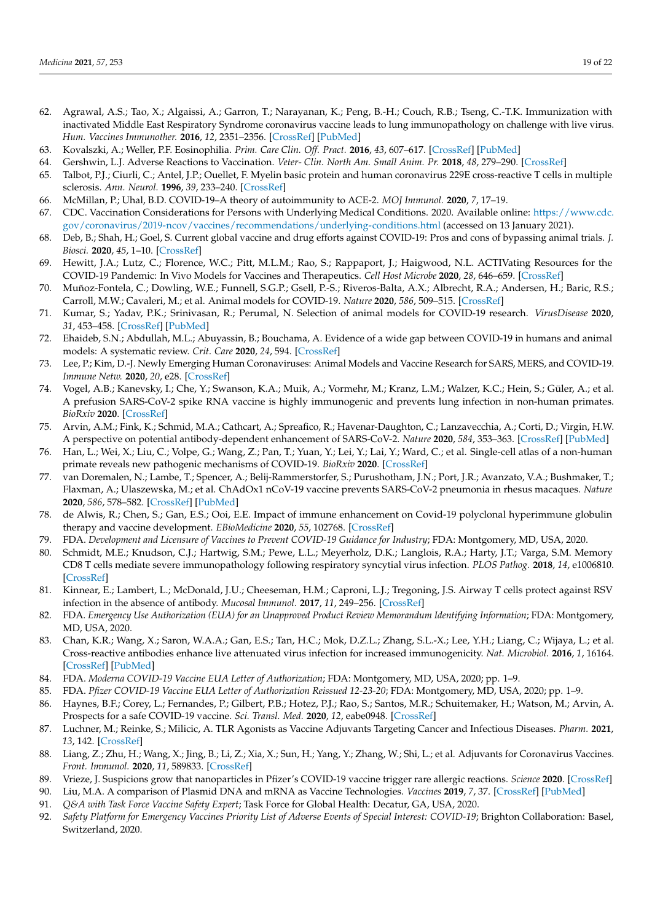62. Agrawal, A.S.; Tao, X.; Algaissi, A.; Garron, T.; Narayanan, K.; Peng, B.-H.; Couch, R.B.; Tseng, C.-T.K. Immunization with inactivated Middle East Respiratory Syndrome coronavirus vaccine leads to lung immunopathology on challenge with live virus. *Hum. Vaccines Immunother.* **2016**, *12*, 2351–2356. [CrossRef] [PubMed]
63. Kovalszki, A.; Weller, P.F. Eosinophilia. *Prim. Care Clin. Off. Pract.* **2016**, *43*, 607–617. [CrossRef] [PubMed]
64. Gershwin, L.J. Adverse Reactions to Vaccination. *Veter- Clin. North Am. Small Anim. Pr.* **2018**, *48*, 279–290. [CrossRef]
65. Talbot, P.J.; Ciurli, C.; Antel, J.P.; Ouellet, F. Myelin basic protein and human coronavirus 229E cross-reactive T cells in multiple sclerosis. *Ann. Neurol.* **1996**, *39*, 233–240. [CrossRef]
66. McMillan, P.; Uhal, B.D. COVID-19—A theory of autoimmunity to ACE-2. *MOJ Immunol.* **2020**, *7*, 17–19.
67. CDC. Vaccination Considerations for Persons with Underlying Medical Conditions. 2020. Available online: https://www.cdc.gov/coronavirus/2019-ncov/vaccines/recommendations/underlying-conditions.html (accessed on 13 January 2021).
68. Deb, B.; Shah, H.; Goel, S. Current global vaccine and drug efforts against COVID-19: Pros and cons of bypassing animal trials. *J. Biosci.* **2020**, *45*, 1–10. [CrossRef]
69. Hewitt, J.A.; Lutz, C.; Florence, W.C.; Pitt, M.L.M.; Rao, S.; Rappaport, J.; Haigwood, N.L. ACTIVating Resources for the COVID-19 Pandemic: In Vivo Models for Vaccines and Therapeutics. *Cell Host Microbe* **2020**, *28*, 646–659. [CrossRef]
70. Muñoz-Fontela, C.; Dowling, W.E.; Funnell, S.G.P.; Gsell, P.-S.; Riveros-Balta, A.X.; Albrecht, R.A.; Andersen, H.; Baric, R.S.; Carroll, M.W.; Cavaleri, M.; et al. Animal models for COVID-19. *Nature* **2020**, *586*, 509–515. [CrossRef]
71. Kumar, S.; Yadav, P.K.; Srinivasan, R.; Perumal, N. Selection of animal models for COVID-19 research. *VirusDisease* **2020**, *31*, 453–458. [CrossRef] [PubMed]
72. Ehaideb, S.N.; Abdullah, M.L.; Abuyassin, B.; Bouchama, A. Evidence of a wide gap between COVID-19 in humans and animal models: A systematic review. *Crit. Care* **2020**, *24*, 594. [CrossRef]
73. Lee, P.; Kim, D.-J. Newly Emerging Human Coronaviruses: Animal Models and Vaccine Research for SARS, MERS, and COVID-19. *Immune Netw.* **2020**, *20*, e28. [CrossRef]
74. Vogel, A.B.; Kanevsky, I.; Che, Y.; Swanson, K.A.; Muik, A.; Vormehr, M.; Kranz, L.M.; Walzer, K.C.; Hein, S.; Güler, A.; et al. A prefusion SARS-CoV-2 spike RNA vaccine is highly immunogenic and prevents lung infection in non-human primates. *BioRxiv* **2020**. [CrossRef]
75. Arvin, A.M.; Fink, K.; Schmid, M.A.; Cathcart, A.; Spreafico, R.; Havenar-Daughton, C.; Lanzavecchia, A.; Corti, D.; Virgin, H.W. A perspective on potential antibody-dependent enhancement of SARS-CoV-2. *Nature* **2020**, *584*, 353–363. [CrossRef] [PubMed]
76. Han, L.; Wei, X.; Liu, C.; Volpe, G.; Wang, Z.; Pan, T.; Yuan, Y.; Lei, Y.; Lai, Y.; Ward, C.; et al. Single-cell atlas of a non-human primate reveals new pathogenic mechanisms of COVID-19. *BioRxiv* **2020**. [CrossRef]
77. van Doremalen, N.; Lambe, T.; Spencer, A.; Belij-Rammerstorfer, S.; Purushotham, J.N.; Port, J.R.; Avanzato, V.A.; Bushmaker, T.; Flaxman, A.; Ulaszewska, M.; et al. ChAdOx1 nCoV-19 vaccine prevents SARS-CoV-2 pneumonia in rhesus macaques. *Nature* **2020**, *586*, 578–582. [CrossRef] [PubMed]
78. de Alwis, R.; Chen, S.; Gan, E.S.; Ooi, E.E. Impact of immune enhancement on Covid-19 polyclonal hyperimmune globulin therapy and vaccine development. *EBioMedicine* **2020**, *55*, 102768. [CrossRef]
79. FDA. *Development and Licensure of Vaccines to Prevent COVID-19 Guidance for Industry*; FDA: Montgomery, MD, USA, 2020.
80. Schmidt, M.E.; Knudson, C.J.; Hartwig, S.M.; Pewe, L.L.; Meyerholz, D.K.; Langlois, R.A.; Harty, J.T.; Varga, S.M. Memory CD8 T cells mediate severe immunopathology following respiratory syncytial virus infection. *PLOS Pathog.* **2018**, *14*, e1006810. [CrossRef]
81. Kinnear, E.; Lambert, L.; McDonald, J.U.; Cheeseman, H.M.; Caproni, L.J.; Tregoning, J.S. Airway T cells protect against RSV infection in the absence of antibody. *Mucosal Immunol.* **2017**, *11*, 249–256. [CrossRef]
82. FDA. *Emergency Use Authorization (EUA) for an Unapproved Product Review Memorandum Identifying Information*; FDA: Montgomery, MD, USA, 2020.
83. Chan, K.R.; Wang, X.; Saron, W.A.A.; Gan, E.S.; Tan, H.C.; Mok, D.Z.L.; Zhang, S.L.-X.; Lee, Y.H.; Liang, C.; Wijaya, L.; et al. Cross-reactive antibodies enhance live attenuated virus infection for increased immunogenicity. *Nat. Microbiol.* **2016**, *1*, 16164. [CrossRef] [PubMed]
84. FDA. *Moderna COVID-19 Vaccine EUA Letter of Authorization*; FDA: Montgomery, MD, USA, 2020; pp. 1–9.
85. FDA. *Pfizer COVID-19 Vaccine EUA Letter of Authorization Reissued 12-23-20*; FDA: Montgomery, MD, USA, 2020; pp. 1–9.
86. Haynes, B.F.; Corey, L.; Fernandes, P.; Gilbert, P.B.; Hotez, P.J.; Rao, S.; Santos, M.R.; Schuitemaker, H.; Watson, M.; Arvin, A. Prospects for a safe COVID-19 vaccine. *Sci. Transl. Med.* **2020**, *12*, eabe0948. [CrossRef]
87. Luchner, M.; Reinke, S.; Milicic, A. TLR Agonists as Vaccine Adjuvants Targeting Cancer and Infectious Diseases. *Pharm.* **2021**, *13*, 142. [CrossRef]
88. Liang, Z.; Zhu, H.; Wang, X.; Jing, B.; Li, Z.; Xia, X.; Sun, H.; Yang, Y.; Zhang, W.; Shi, L.; et al. Adjuvants for Coronavirus Vaccines. *Front. Immunol.* **2020**, *11*, 589833. [CrossRef]
89. Vrieze, J. Suspicions grow that nanoparticles in Pfizer's COVID-19 vaccine trigger rare allergic reactions. *Science* **2020**. [CrossRef]
90. Liu, M.A. A comparison of Plasmid DNA and mRNA as Vaccine Technologies. *Vaccines* **2019**, *7*, 37. [CrossRef] [PubMed]
91. *Q&A with Task Force Vaccine Safety Expert*; Task Force for Global Health: Decatur, GA, USA, 2020.
92. *Safety Platform for Emergency Vaccines Priority List of Adverse Events of Special Interest: COVID-19*; Brighton Collaboration: Basel, Switzerland, 2020.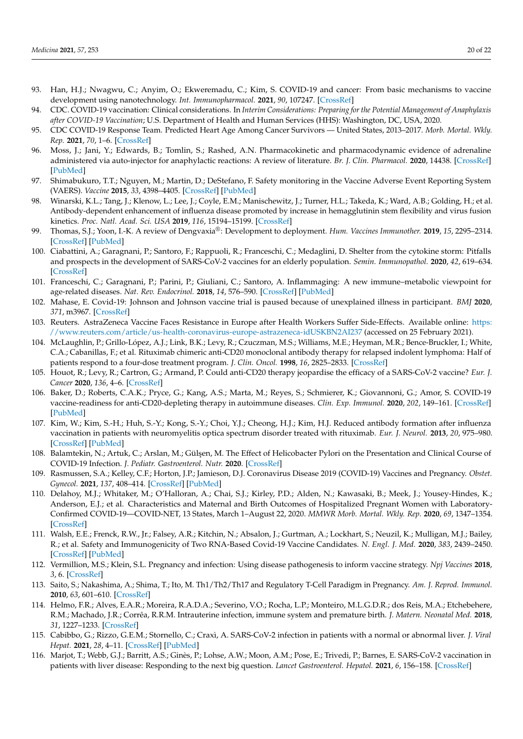93. Han, H.J.; Nwagwu, C.; Anyim, O.; Ekweremadu, C.; Kim, S. COVID-19 and cancer: From basic mechanisms to vaccine development using nanotechnology. *Int. Immunopharmacol.* **2021**, *90*, 107247. [CrossRef]
94. CDC. COVID-19 vaccination: Clinical considerations. In *Interim Considerations: Preparing for the Potential Management of Anaphylaxis after COVID-19 Vaccination*; U.S. Department of Health and Human Services (HHS): Washington, DC, USA, 2020.
95. CDC COVID-19 Response Team. Predicted Heart Age Among Cancer Survivors — United States, 2013–2017. *Morb. Mortal. Wkly. Rep.* **2021**, *70*, 1–6. [CrossRef]
96. Moss, J.; Jani, Y.; Edwards, B.; Tomlin, S.; Rashed, A.N. Pharmacokinetic and pharmacodynamic evidence of adrenaline administered via auto-injector for anaphylactic reactions: A review of literature. *Br. J. Clin. Pharmacol.* **2020**, 14438. [CrossRef] [PubMed]
97. Shimabukuro, T.T.; Nguyen, M.; Martin, D.; DeStefano, F. Safety monitoring in the Vaccine Adverse Event Reporting System (VAERS). *Vaccine* **2015**, *33*, 4398–4405. [CrossRef] [PubMed]
98. Winarski, K.L.; Tang, J.; Klenow, L.; Lee, J.; Coyle, E.M.; Manischewitz, J.; Turner, H.L.; Takeda, K.; Ward, A.B.; Golding, H.; et al. Antibody-dependent enhancement of influenza disease promoted by increase in hemagglutinin stem flexibility and virus fusion kinetics. *Proc. Natl. Acad. Sci. USA* **2019**, *116*, 15194–15199. [CrossRef]
99. Thomas, S.J.; Yoon, I.-K. A review of Dengvaxia®: Development to deployment. *Hum. Vaccines Immunother.* **2019**, *15*, 2295–2314. [CrossRef] [PubMed]
100. Ciabattini, A.; Garagnani, P.; Santoro, F.; Rappuoli, R.; Franceschi, C.; Medaglini, D. Shelter from the cytokine storm: Pitfalls and prospects in the development of SARS-CoV-2 vaccines for an elderly population. *Semin. Immunopathol.* **2020**, *42*, 619–634. [CrossRef]
101. Franceschi, C.; Garagnani, P.; Parini, P.; Giuliani, C.; Santoro, A. Inflammaging: A new immune–metabolic viewpoint for age-related diseases. *Nat. Rev. Endocrinol.* **2018**, *14*, 576–590. [CrossRef] [PubMed]
102. Mahase, E. Covid-19: Johnson and Johnson vaccine trial is paused because of unexplained illness in participant. *BMJ* **2020**, *371*, m3967. [CrossRef]
103. Reuters. AstraZeneca Vaccine Faces Resistance in Europe after Health Workers Suffer Side-Effects. Available online: https://www.reuters.com/article/us-health-coronavirus-europe-astrazeneca-idUSKBN2AI237 (accessed on 25 February 2021).
104. McLaughlin, P.; Grillo-López, A.J.; Link, B.K.; Levy, R.; Czuczman, M.S.; Williams, M.E.; Heyman, M.R.; Bence-Bruckler, I.; White, C.A.; Cabanillas, F.; et al. Rituximab chimeric anti-CD20 monoclonal antibody therapy for relapsed indolent lymphoma: Half of patients respond to a four-dose treatment program. *J. Clin. Oncol.* **1998**, *16*, 2825–2833. [CrossRef]
105. Houot, R.; Levy, R.; Cartron, G.; Armand, P. Could anti-CD20 therapy jeopardise the efficacy of a SARS-CoV-2 vaccine? *Eur. J. Cancer* **2020**, *136*, 4–6. [CrossRef]
106. Baker, D.; Roberts, C.A.K.; Pryce, G.; Kang, A.S.; Marta, M.; Reyes, S.; Schmierer, K.; Giovannoni, G.; Amor, S. COVID-19 vaccine-readiness for anti-CD20-depleting therapy in autoimmune diseases. *Clin. Exp. Immunol.* **2020**, *202*, 149–161. [CrossRef] [PubMed]
107. Kim, W.; Kim, S.-H.; Huh, S.-Y.; Kong, S.-Y.; Choi, Y.J.; Cheong, H.J.; Kim, H.J. Reduced antibody formation after influenza vaccination in patients with neuromyelitis optica spectrum disorder treated with rituximab. *Eur. J. Neurol.* **2013**, *20*, 975–980. [CrossRef] [PubMed]
108. Balamtekin, N.; Artuk, C.; Arslan, M.; Gülşen, M. The Effect of Helicobacter Pylori on the Presentation and Clinical Course of COVID-19 Infection. *J. Pediatr. Gastroenterol. Nutr.* **2020**. [CrossRef]
109. Rasmussen, S.A.; Kelley, C.F.; Horton, J.P.; Jamieson, D.J. Coronavirus Disease 2019 (COVID-19) Vaccines and Pregnancy. *Obstet. Gynecol.* **2021**, *137*, 408–414. [CrossRef] [PubMed]
110. Delahoy, M.J.; Whitaker, M.; O'Halloran, A.; Chai, S.J.; Kirley, P.D.; Alden, N.; Kawasaki, B.; Meek, J.; Yousey-Hindes, K.; Anderson, E.J.; et al. Characteristics and Maternal and Birth Outcomes of Hospitalized Pregnant Women with Laboratory-Confirmed COVID-19—COVID-NET, 13 States, March 1–August 22, 2020. *MMWR Morb. Mortal. Wkly. Rep.* **2020**, *69*, 1347–1354. [CrossRef]
111. Walsh, E.E.; Frenck, R.W., Jr.; Falsey, A.R.; Kitchin, N.; Absalon, J.; Gurtman, A.; Lockhart, S.; Neuzil, K.; Mulligan, M.J.; Bailey, R.; et al. Safety and Immunogenicity of Two RNA-Based Covid-19 Vaccine Candidates. *N. Engl. J. Med.* **2020**, *383*, 2439–2450. [CrossRef] [PubMed]
112. Vermillion, M.S.; Klein, S.L. Pregnancy and infection: Using disease pathogenesis to inform vaccine strategy. *Npj Vaccines* **2018**, *3*, 6. [CrossRef]
113. Saito, S.; Nakashima, A.; Shima, T.; Ito, M. Th1/Th2/Th17 and Regulatory T-Cell Paradigm in Pregnancy. *Am. J. Reprod. Immunol.* **2010**, *63*, 601–610. [CrossRef]
114. Helmo, F.R.; Alves, E.A.R.; Moreira, R.A.D.A.; Severino, V.O.; Rocha, L.P.; Monteiro, M.L.G.D.R.; dos Reis, M.A.; Etchebehere, R.M.; Machado, J.R.; Corrêa, R.R.M. Intrauterine infection, immune system and premature birth. *J. Matern. Neonatal Med.* **2018**, *31*, 1227–1233. [CrossRef]
115. Cabibbo, G.; Rizzo, G.E.M.; Stornello, C.; Craxì, A. SARS-CoV-2 infection in patients with a normal or abnormal liver. *J. Viral Hepat.* **2021**, *28*, 4–11. [CrossRef] [PubMed]
116. Marjot, T.; Webb, G.J.; Barritt, A.S.; Ginès, P.; Lohse, A.W.; Moon, A.M.; Pose, E.; Trivedi, P.; Barnes, E. SARS-CoV-2 vaccination in patients with liver disease: Responding to the next big question. *Lancet Gastroenterol. Hepatol.* **2021**, *6*, 156–158. [CrossRef]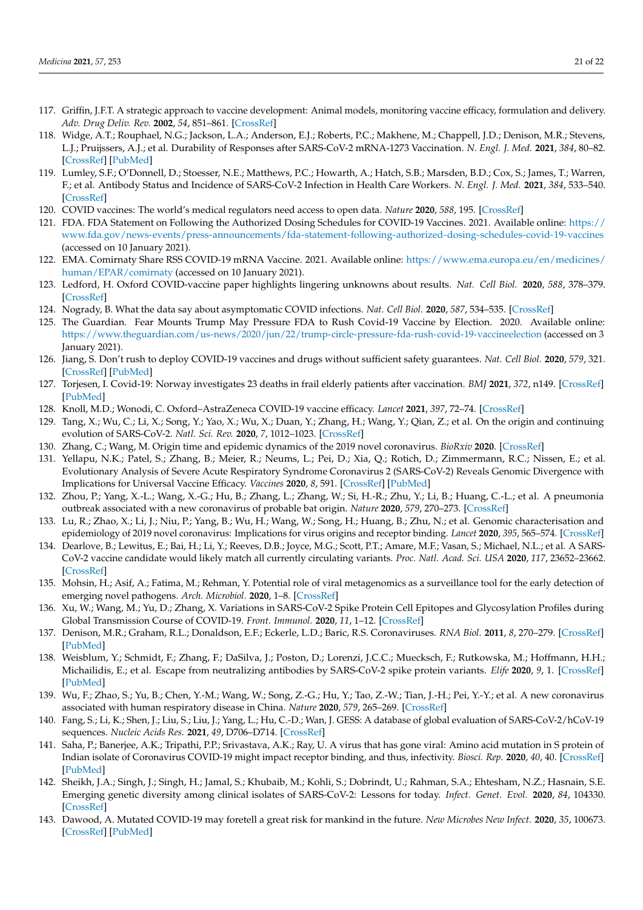117. Griffin, J.F.T. A strategic approach to vaccine development: Animal models, monitoring vaccine efficacy, formulation and delivery. *Adv. Drug Deliv. Rev.* **2002**, *54*, 851–861. [CrossRef]
118. Widge, A.T.; Rouphael, N.G.; Jackson, L.A.; Anderson, E.J.; Roberts, P.C.; Makhene, M.; Chappell, J.D.; Denison, M.R.; Stevens, L.J.; Pruijssers, A.J.; et al. Durability of Responses after SARS-CoV-2 mRNA-1273 Vaccination. *N. Engl. J. Med.* **2021**, *384*, 80–82. [CrossRef] [PubMed]
119. Lumley, S.F.; O'Donnell, D.; Stoesser, N.E.; Matthews, P.C.; Howarth, A.; Hatch, S.B.; Marsden, B.D.; Cox, S.; James, T.; Warren, F.; et al. Antibody Status and Incidence of SARS-CoV-2 Infection in Health Care Workers. *N. Engl. J. Med.* **2021**, *384*, 533–540. [CrossRef]
120. COVID vaccines: The world's medical regulators need access to open data. *Nature* **2020**, *588*, 195. [CrossRef]
121. FDA. FDA Statement on Following the Authorized Dosing Schedules for COVID-19 Vaccines. 2021. Available online: https://www.fda.gov/news-events/press-announcements/fda-statement-following-authorized-dosing-schedules-covid-19-vaccines (accessed on 10 January 2021).
122. EMA. Comirnaty Share RSS COVID-19 mRNA Vaccine. 2021. Available online: https://www.ema.europa.eu/en/medicines/human/EPAR/comirnaty (accessed on 10 January 2021).
123. Ledford, H. Oxford COVID-vaccine paper highlights lingering unknowns about results. *Nat. Cell Biol.* **2020**, *588*, 378–379. [CrossRef]
124. Nogrady, B. What the data say about asymptomatic COVID infections. *Nat. Cell Biol.* **2020**, *587*, 534–535. [CrossRef]
125. The Guardian. Fear Mounts Trump May Pressure FDA to Rush Covid-19 Vaccine by Election. 2020. Available online: https://www.theguardian.com/us-news/2020/jun/22/trump-circle-pressure-fda-rush-covid-19-vaccineelection (accessed on 3 January 2021).
126. Jiang, S. Don't rush to deploy COVID-19 vaccines and drugs without sufficient safety guarantees. *Nat. Cell Biol.* **2020**, *579*, 321. [CrossRef] [PubMed]
127. Torjesen, I. Covid-19: Norway investigates 23 deaths in frail elderly patients after vaccination. *BMJ* **2021**, *372*, n149. [CrossRef] [PubMed]
128. Knoll, M.D.; Wonodi, C. Oxford–AstraZeneca COVID-19 vaccine efficacy. *Lancet* **2021**, *397*, 72–74. [CrossRef]
129. Tang, X.; Wu, C.; Li, X.; Song, Y.; Yao, X.; Wu, X.; Duan, Y.; Zhang, H.; Wang, Y.; Qian, Z.; et al. On the origin and continuing evolution of SARS-CoV-2. *Natl. Sci. Rev.* **2020**, *7*, 1012–1023. [CrossRef]
130. Zhang, C.; Wang, M. Origin time and epidemic dynamics of the 2019 novel coronavirus. *BioRxiv* **2020**. [CrossRef]
131. Yellapu, N.K.; Patel, S.; Zhang, B.; Meier, R.; Neums, L.; Pei, D.; Xia, Q.; Rotich, D.; Zimmermann, R.C.; Nissen, E.; et al. Evolutionary Analysis of Severe Acute Respiratory Syndrome Coronavirus 2 (SARS-CoV-2) Reveals Genomic Divergence with Implications for Universal Vaccine Efficacy. *Vaccines* **2020**, *8*, 591. [CrossRef] [PubMed]
132. Zhou, P.; Yang, X.-L.; Wang, X.-G.; Hu, B.; Zhang, L.; Zhang, W.; Si, H.-R.; Zhu, Y.; Li, B.; Huang, C.-L.; et al. A pneumonia outbreak associated with a new coronavirus of probable bat origin. *Nature* **2020**, *579*, 270–273. [CrossRef]
133. Lu, R.; Zhao, X.; Li, J.; Niu, P.; Yang, B.; Wu, H.; Wang, W.; Song, H.; Huang, B.; Zhu, N.; et al. Genomic characterisation and epidemiology of 2019 novel coronavirus: Implications for virus origins and receptor binding. *Lancet* **2020**, *395*, 565–574. [CrossRef]
134. Dearlove, B.; Lewitus, E.; Bai, H.; Li, Y.; Reeves, D.B.; Joyce, M.G.; Scott, P.T.; Amare, M.F.; Vasan, S.; Michael, N.L.; et al. A SARS-CoV-2 vaccine candidate would likely match all currently circulating variants. *Proc. Natl. Acad. Sci. USA* **2020**, *117*, 23652–23662. [CrossRef]
135. Mohsin, H.; Asif, A.; Fatima, M.; Rehman, Y. Potential role of viral metagenomics as a surveillance tool for the early detection of emerging novel pathogens. *Arch. Microbiol.* **2020**, 1–8. [CrossRef]
136. Xu, W.; Wang, M.; Yu, D.; Zhang, X. Variations in SARS-CoV-2 Spike Protein Cell Epitopes and Glycosylation Profiles during Global Transmission Course of COVID-19. *Front. Immunol.* **2020**, *11*, 1–12. [CrossRef]
137. Denison, M.R.; Graham, R.L.; Donaldson, E.F.; Eckerle, L.D.; Baric, R.S. Coronaviruses. *RNA Biol.* **2011**, *8*, 270–279. [CrossRef] [PubMed]
138. Weisblum, Y.; Schmidt, F.; Zhang, F.; DaSilva, J.; Poston, D.; Lorenzi, J.C.C.; Muecksch, F.; Rutkowska, M.; Hoffmann, H.H.; Michailidis, E.; et al. Escape from neutralizing antibodies by SARS-CoV-2 spike protein variants. *Elife* **2020**, *9*, 1. [CrossRef] [PubMed]
139. Wu, F.; Zhao, S.; Yu, B.; Chen, Y.-M.; Wang, W.; Song, Z.-G.; Hu, Y.; Tao, Z.-W.; Tian, J.-H.; Pei, Y.-Y.; et al. A new coronavirus associated with human respiratory disease in China. *Nature* **2020**, *579*, 265–269. [CrossRef]
140. Fang, S.; Li, K.; Shen, J.; Liu, S.; Liu, J.; Yang, L.; Hu, C.-D.; Wan, J. GESS: A database of global evaluation of SARS-CoV-2/hCoV-19 sequences. *Nucleic Acids Res.* **2021**, *49*, D706–D714. [CrossRef]
141. Saha, P.; Banerjee, A.K.; Tripathi, P.P.; Srivastava, A.K.; Ray, U. A virus that has gone viral: Amino acid mutation in S protein of Indian isolate of Coronavirus COVID-19 might impact receptor binding, and thus, infectivity. *Biosci. Rep.* **2020**, *40*, 40. [CrossRef] [PubMed]
142. Sheikh, J.A.; Singh, J.; Singh, H.; Jamal, S.; Khubaib, M.; Kohli, S.; Dobrindt, U.; Rahman, S.A.; Ehtesham, N.Z.; Hasnain, S.E. Emerging genetic diversity among clinical isolates of SARS-CoV-2: Lessons for today. *Infect. Genet. Evol.* **2020**, *84*, 104330. [CrossRef]
143. Dawood, A. Mutated COVID-19 may foretell a great risk for mankind in the future. *New Microbes New Infect.* **2020**, *35*, 100673. [CrossRef] [PubMed]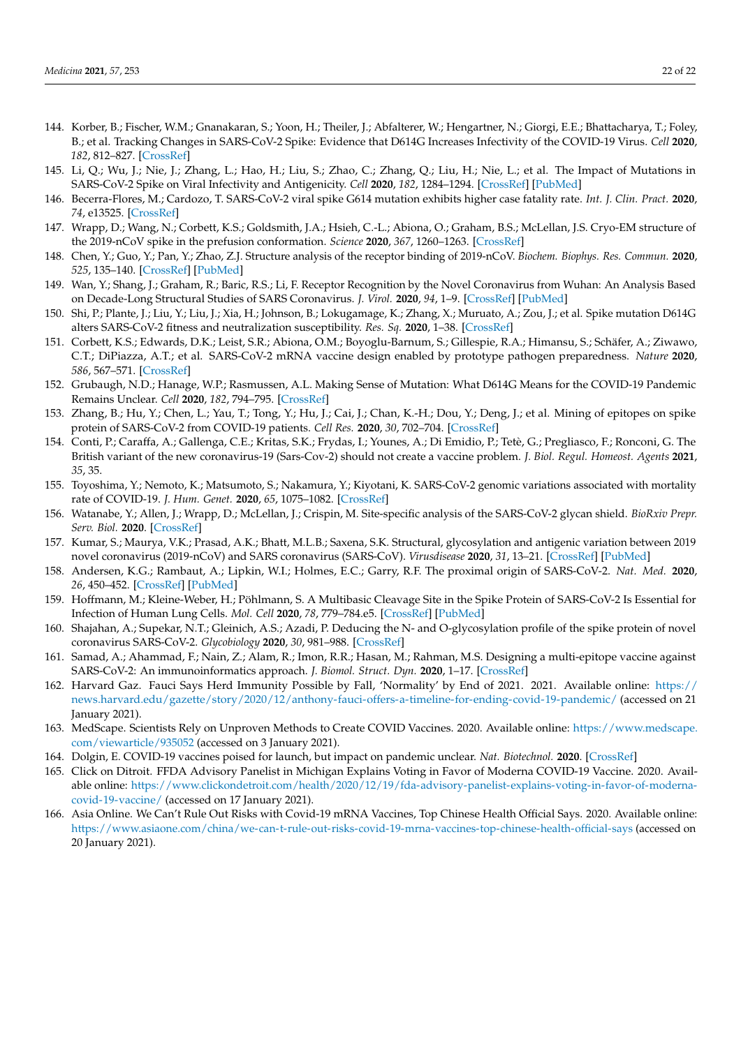144. Korber, B.; Fischer, W.M.; Gnanakaran, S.; Yoon, H.; Theiler, J.; Abfalterer, W.; Hengartner, N.; Giorgi, E.E.; Bhattacharya, T.; Foley, B.; et al. Tracking Changes in SARS-CoV-2 Spike: Evidence that D614G Increases Infectivity of the COVID-19 Virus. *Cell* **2020**, *182*, 812–827. [CrossRef]
145. Li, Q.; Wu, J.; Nie, J.; Zhang, L.; Hao, H.; Liu, S.; Zhao, C.; Zhang, Q.; Liu, H.; Nie, L.; et al. The Impact of Mutations in SARS-CoV-2 Spike on Viral Infectivity and Antigenicity. *Cell* **2020**, *182*, 1284–1294. [CrossRef] [PubMed]
146. Becerra-Flores, M.; Cardozo, T. SARS-CoV-2 viral spike G614 mutation exhibits higher case fatality rate. *Int. J. Clin. Pract.* **2020**, *74*, e13525. [CrossRef]
147. Wrapp, D.; Wang, N.; Corbett, K.S.; Goldsmith, J.A.; Hsieh, C.-L.; Abiona, O.; Graham, B.S.; McLellan, J.S. Cryo-EM structure of the 2019-nCoV spike in the prefusion conformation. *Science* **2020**, *367*, 1260–1263. [CrossRef]
148. Chen, Y.; Guo, Y.; Pan, Y.; Zhao, Z.J. Structure analysis of the receptor binding of 2019-nCoV. *Biochem. Biophys. Res. Commun.* **2020**, *525*, 135–140. [CrossRef] [PubMed]
149. Wan, Y.; Shang, J.; Graham, R.; Baric, R.S.; Li, F. Receptor Recognition by the Novel Coronavirus from Wuhan: An Analysis Based on Decade-Long Structural Studies of SARS Coronavirus. *J. Virol.* **2020**, *94*, 1–9. [CrossRef] [PubMed]
150. Shi, P.; Plante, J.; Liu, Y.; Liu, J.; Xia, H.; Johnson, B.; Lokugamage, K.; Zhang, X.; Muruato, A.; Zou, J.; et al. Spike mutation D614G alters SARS-CoV-2 fitness and neutralization susceptibility. *Res. Sq.* **2020**, 1–38. [CrossRef]
151. Corbett, K.S.; Edwards, D.K.; Leist, S.R.; Abiona, O.M.; Boyoglu-Barnum, S.; Gillespie, R.A.; Himansu, S.; Schäfer, A.; Ziwawo, C.T.; DiPiazza, A.T.; et al. SARS-CoV-2 mRNA vaccine design enabled by prototype pathogen preparedness. *Nature* **2020**, *586*, 567–571. [CrossRef]
152. Grubaugh, N.D.; Hanage, W.P.; Rasmussen, A.L. Making Sense of Mutation: What D614G Means for the COVID-19 Pandemic Remains Unclear. *Cell* **2020**, *182*, 794–795. [CrossRef]
153. Zhang, B.; Hu, Y.; Chen, L.; Yau, T.; Tong, Y.; Hu, J.; Cai, J.; Chan, K.-H.; Dou, Y.; Deng, J.; et al. Mining of epitopes on spike protein of SARS-CoV-2 from COVID-19 patients. *Cell Res.* **2020**, *30*, 702–704. [CrossRef]
154. Conti, P.; Caraffa, A.; Gallenga, C.E.; Kritas, S.K.; Frydas, I.; Younes, A.; Di Emidio, P.; Tetè, G.; Pregliasco, F.; Ronconi, G. The British variant of the new coronavirus-19 (Sars-Cov-2) should not create a vaccine problem. *J. Biol. Regul. Homeost. Agents* **2021**, *35*, 35.
155. Toyoshima, Y.; Nemoto, K.; Matsumoto, S.; Nakamura, Y.; Kiyotani, K. SARS-CoV-2 genomic variations associated with mortality rate of COVID-19. *J. Hum. Genet.* **2020**, *65*, 1075–1082. [CrossRef]
156. Watanabe, Y.; Allen, J.; Wrapp, D.; McLellan, J.; Crispin, M. Site-specific analysis of the SARS-CoV-2 glycan shield. *BioRxiv Prepr. Serv. Biol.* **2020**. [CrossRef]
157. Kumar, S.; Maurya, V.K.; Prasad, A.K.; Bhatt, M.L.B.; Saxena, S.K. Structural, glycosylation and antigenic variation between 2019 novel coronavirus (2019-nCoV) and SARS coronavirus (SARS-CoV). *Virusdisease* **2020**, *31*, 13–21. [CrossRef] [PubMed]
158. Andersen, K.G.; Rambaut, A.; Lipkin, W.I.; Holmes, E.C.; Garry, R.F. The proximal origin of SARS-CoV-2. *Nat. Med.* **2020**, *26*, 450–452. [CrossRef] [PubMed]
159. Hoffmann, M.; Kleine-Weber, H.; Pöhlmann, S. A Multibasic Cleavage Site in the Spike Protein of SARS-CoV-2 Is Essential for Infection of Human Lung Cells. *Mol. Cell* **2020**, *78*, 779–784.e5. [CrossRef] [PubMed]
160. Shajahan, A.; Supekar, N.T.; Gleinich, A.S.; Azadi, P. Deducing the N- and O-glycosylation profile of the spike protein of novel coronavirus SARS-CoV-2. *Glycobiology* **2020**, *30*, 981–988. [CrossRef]
161. Samad, A.; Ahammad, F.; Nain, Z.; Alam, R.; Imon, R.R.; Hasan, M.; Rahman, M.S. Designing a multi-epitope vaccine against SARS-CoV-2: An immunoinformatics approach. *J. Biomol. Struct. Dyn.* **2020**, 1–17. [CrossRef]
162. Harvard Gaz. Fauci Says Herd Immunity Possible by Fall, 'Normality' by End of 2021. 2021. Available online: https://news.harvard.edu/gazette/story/2020/12/anthony-fauci-offers-a-timeline-for-ending-covid-19-pandemic/ (accessed on 21 January 2021).
163. MedScape. Scientists Rely on Unproven Methods to Create COVID Vaccines. 2020. Available online: https://www.medscape.com/viewarticle/935052 (accessed on 3 January 2021).
164. Dolgin, E. COVID-19 vaccines poised for launch, but impact on pandemic unclear. *Nat. Biotechnol.* **2020**. [CrossRef]
165. Click on Ditroit. FFDA Advisory Panelist in Michigan Explains Voting in Favor of Moderna COVID-19 Vaccine. 2020. Available online: https://www.clickondetroit.com/health/2020/12/19/fda-advisory-panelist-explains-voting-in-favor-of-moderna-covid-19-vaccine/ (accessed on 17 January 2021).
166. Asia Online. We Can't Rule Out Risks with Covid-19 mRNA Vaccines, Top Chinese Health Official Says. 2020. Available online: https://www.asiaone.com/china/we-can-t-rule-out-risks-covid-19-mrna-vaccines-top-chinese-health-official-says (accessed on 20 January 2021).